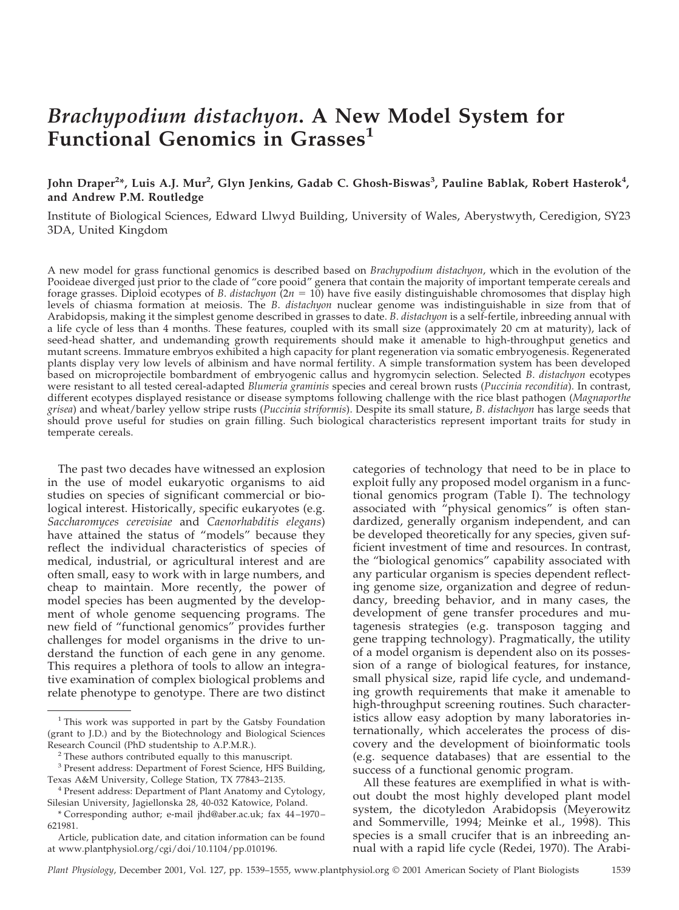# *Brachypodium distachyon*. A New Model System for Functional Genomics in Grasses[1]

**John Draper[2*], Luis A.J. Mur[2], Glyn Jenkins, Gadab C. Ghosh-Biswas[3], Pauline Bablak, Robert Hasterok[4], and Andrew P.M. Routledge**

Institute of Biological Sciences, Edward Llwyd Building, University of Wales, Aberystwyth, Ceredigion, SY23 3DA, United Kingdom

A new model for grass functional genomics is described based on *Brachypodium distachyon*, which in the evolution of the Pooideae diverged just prior to the clade of "core pooid" genera that contain the majority of important temperate cereals and forage grasses. Diploid ecotypes of *B. distachyon* ($2n = 10$) have five easily distinguishable chromosomes that display high levels of chiasma formation at meiosis. The *B. distachyon* nuclear genome was indistinguishable in size from that of Arabidopsis, making it the simplest genome described in grasses to date. *B. distachyon* is a self-fertile, inbreeding annual with a life cycle of less than 4 months. These features, coupled with its small size (approximately 20 cm at maturity), lack of seed-head shatter, and undemanding growth requirements should make it amenable to high-throughput genetics and mutant screens. Immature embryos exhibited a high capacity for plant regeneration via somatic embryogenesis. Regenerated plants display very low levels of albinism and have normal fertility. A simple transformation system has been developed based on microprojectile bombardment of embryogenic callus and hygromycin selection. Selected *B. distachyon* ecotypes were resistant to all tested cereal-adapted *Blumeria graminis* species and cereal brown rusts (*Puccinia reconditia*). In contrast, different ecotypes displayed resistance or disease symptoms following challenge with the rice blast pathogen (*Magnaporthe grisea*) and wheat/barley yellow stripe rusts (*Puccinia striformis*). Despite its small stature, *B. distachyon* has large seeds that should prove useful for studies on grain filling. Such biological characteristics represent important traits for study in temperate cereals.

The past two decades have witnessed an explosion in the use of model eukaryotic organisms to aid studies on species of significant commercial or biological interest. Historically, specific eukaryotes (e.g. *Saccharomyces cerevisiae* and *Caenorhabditis elegans*) have attained the status of "models" because they reflect the individual characteristics of species of medical, industrial, or agricultural interest and are often small, easy to work with in large numbers, and cheap to maintain. More recently, the power of model species has been augmented by the development of whole genome sequencing programs. The new field of "functional genomics" provides further challenges for model organisms in the drive to understand the function of each gene in any genome. This requires a plethora of tools to allow an integrative examination of complex biological problems and relate phenotype to genotype. There are two distinct categories of technology that need to be in place to exploit fully any proposed model organism in a functional genomics program (Table I). The technology associated with "physical genomics" is often standardized, generally organism independent, and can be developed theoretically for any species, given sufficient investment of time and resources. In contrast, the "biological genomics" capability associated with any particular organism is species dependent reflecting genome size, organization and degree of redundancy, breeding behavior, and in many cases, the development of gene transfer procedures and mutagenesis strategies (e.g. transposon tagging and gene trapping technology). Pragmatically, the utility of a model organism is dependent also on its possession of a range of biological features, for instance, small physical size, rapid life cycle, and undemanding growth requirements that make it amenable to high-throughput screening routines. Such characteristics allow easy adoption by many laboratories internationally, which accelerates the process of discovery and the development of bioinformatic tools (e.g. sequence databases) that are essential to the success of a functional genomic program.

All these features are exemplified in what is without doubt the most highly developed plant model system, the dicotyledon Arabidopsis (Meyerowitz and Sommerville, 1994; Meinke et al., 1998). This species is a small crucifer that is an inbreeding annual with a rapid life cycle (Redei, 1970). The Arabi-

---

[1] This work was supported in part by the Gatsby Foundation (grant to J.D.) and by the Biotechnology and Biological Sciences Research Council (PhD studentship to A.P.M.R.).

[2] These authors contributed equally to this manuscript.

[3] Present address: Department of Forest Science, HFS Building, Texas A&M University, College Station, TX 77843–2135.

[4] Present address: Department of Plant Anatomy and Cytology, Silesian University, Jagiellonska 28, 40-032 Katowice, Poland.

\* Corresponding author; e-mail jhd@aber.ac.uk; fax 44–1970–621981.

Article, publication date, and citation information can be found at www.plantphysiol.org/cgi/doi/10.1104/pp.010196.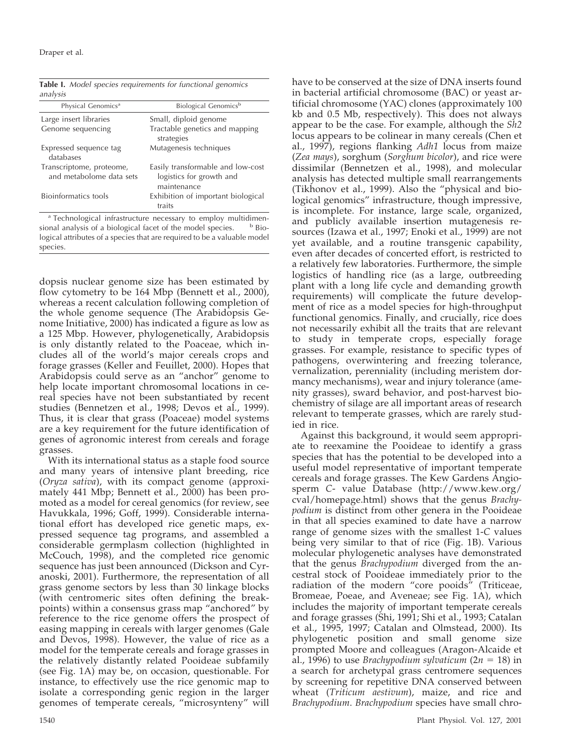**Table I.** *Model species requirements for functional genomics analysis*

| Physical Genomics[a] | Biological Genomics[b] |
|---|---|
| Large insert libraries | Small, diploid genome |
| Genome sequencing | Tractable genetics and mapping strategies |
| Expressed sequence tag databases | Mutagenesis techniques |
| Transcriptome, proteome, and metabolome data sets | Easily transformable and low-cost logistics for growth and maintenance |
| Bioinformatics tools | Exhibition of important biological traits |

[a] Technological infrastructure necessary to employ multidimensional analysis of a biological facet of the model species. [b] Biological attributes of a species that are required to be a valuable model species.

dopsis nuclear genome size has been estimated by flow cytometry to be 164 Mbp (Bennett et al., 2000), whereas a recent calculation following completion of the whole genome sequence (The Arabidopsis Genome Initiative, 2000) has indicated a figure as low as a 125 Mbp. However, phylogenetically, Arabidopsis is only distantly related to the Poaceae, which includes all of the world's major cereals crops and forage grasses (Keller and Feuillet, 2000). Hopes that Arabidopsis could serve as an "anchor" genome to help locate important chromosomal locations in cereal species have not been substantiated by recent studies (Bennetzen et al., 1998; Devos et al., 1999). Thus, it is clear that grass (Poaceae) model systems are a key requirement for the future identification of genes of agronomic interest from cereals and forage grasses.

With its international status as a staple food source and many years of intensive plant breeding, rice (*Oryza sativa*), with its compact genome (approximately 441 Mbp; Bennett et al., 2000) has been promoted as a model for cereal genomics (for review, see Havukkala, 1996; Goff, 1999). Considerable international effort has developed rice genetic maps, expressed sequence tag programs, and assembled a considerable germplasm collection (highlighted in McCouch, 1998), and the completed rice genomic sequence has just been announced (Dickson and Cyranoski, 2001). Furthermore, the representation of all grass genome sectors by less than 30 linkage blocks (with centromeric sites often defining the breakpoints) within a consensus grass map "anchored" by reference to the rice genome offers the prospect of easing mapping in cereals with larger genomes (Gale and Devos, 1998). However, the value of rice as a model for the temperate cereals and forage grasses in the relatively distantly related Pooideae subfamily (see Fig. 1A) may be, on occasion, questionable. For instance, to effectively use the rice genomic map to isolate a corresponding genic region in the larger genomes of temperate cereals, "microsynteny" will have to be conserved at the size of DNA inserts found in bacterial artificial chromosome (BAC) or yeast artificial chromosome (YAC) clones (approximately 100 kb and 0.5 Mb, respectively). This does not always appear to be the case. For example, although the *Sh2* locus appears to be colinear in many cereals (Chen et al., 1997), regions flanking *Adh1* locus from maize (*Zea mays*), sorghum (*Sorghum bicolor*), and rice were dissimilar (Bennetzen et al., 1998), and molecular analysis has detected multiple small rearrangements (Tikhonov et al., 1999). Also the "physical and biological genomics" infrastructure, though impressive, is incomplete. For instance, large scale, organized, and publicly available insertion mutagenesis resources (Izawa et al., 1997; Enoki et al., 1999) are not yet available, and a routine transgenic capability, even after decades of concerted effort, is restricted to a relatively few laboratories. Furthermore, the simple logistics of handling rice (as a large, outbreeding plant with a long life cycle and demanding growth requirements) will complicate the future development of rice as a model species for high-throughput functional genomics. Finally, and crucially, rice does not necessarily exhibit all the traits that are relevant to study in temperate crops, especially forage grasses. For example, resistance to specific types of pathogens, overwintering and freezing tolerance, vernalization, perenniality (including meristem dormancy mechanisms), wear and injury tolerance (amenity grasses), sward behavior, and post-harvest biochemistry of silage are all important areas of research relevant to temperate grasses, which are rarely studied in rice.

Against this background, it would seem appropriate to reexamine the Pooideae to identify a grass species that has the potential to be developed into a useful model representative of important temperate cereals and forage grasses. The Kew Gardens Angiosperm *C*- value Database (http://www.kew.org/cval/homepage.html) shows that the genus *Brachypodium* is distinct from other genera in the Pooideae in that all species examined to date have a narrow range of genome sizes with the smallest 1-*C* values being very similar to that of rice (Fig. 1B). Various molecular phylogenetic analyses have demonstrated that the genus *Brachypodium* diverged from the ancestral stock of Pooideae immediately prior to the radiation of the modern "core pooids" (Triticeae, Bromeae, Poeae, and Aveneae; see Fig. 1A), which includes the majority of important temperate cereals and forage grasses (Shi, 1991; Shi et al., 1993; Catalan et al., 1995, 1997; Catalan and Olmstead, 2000). Its phylogenetic position and small genome size prompted Moore and colleagues (Aragon-Alcaide et al., 1996) to use *Brachypodium sylvaticum* ($2n = 18$) in a search for archetypal grass centromere sequences by screening for repetitive DNA conserved between wheat (*Triticum aestivum*), maize, and rice and *Brachypodium*. *Brachypodium* species have small chro-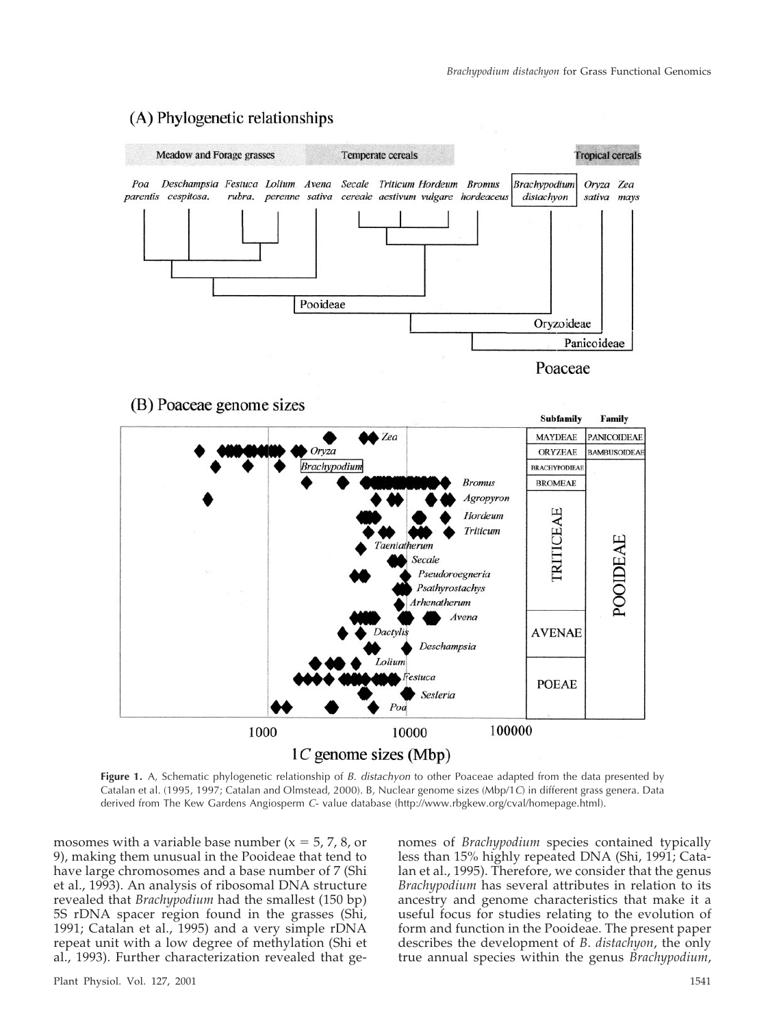Figure 1. A, Schematic phylogenetic relationship of *B. distachyon* to other Poaceae adapted from the data presented by Catalan et al. (1995, 1997; Catalan and Olmstead, 2000). B, Nuclear genome sizes (Mbp/1*C*) in different grass genera. Data derived from The Kew Gardens Angiosperm *C*- value database (http://www.rbgkew.org/cval/homepage.html).

mosomes with a variable base number (x = 5, 7, 8, or 9), making them unusual in the Pooideae that tend to have large chromosomes and a base number of 7 (Shi et al., 1993). An analysis of ribosomal DNA structure revealed that *Brachypodium* had the smallest (150 bp) 5S rDNA spacer region found in the grasses (Shi, 1991; Catalan et al., 1995) and a very simple rDNA repeat unit with a low degree of methylation (Shi et al., 1993). Further characterization revealed that genomes of *Brachypodium* species contained typically less than 15% highly repeated DNA (Shi, 1991; Catalan et al., 1995). Therefore, we consider that the genus *Brachypodium* has several attributes in relation to its ancestry and genome characteristics that make it a useful focus for studies relating to the evolution of form and function in the Pooideae. The present paper describes the development of *B. distachyon*, the only true annual species within the genus *Brachypodium*,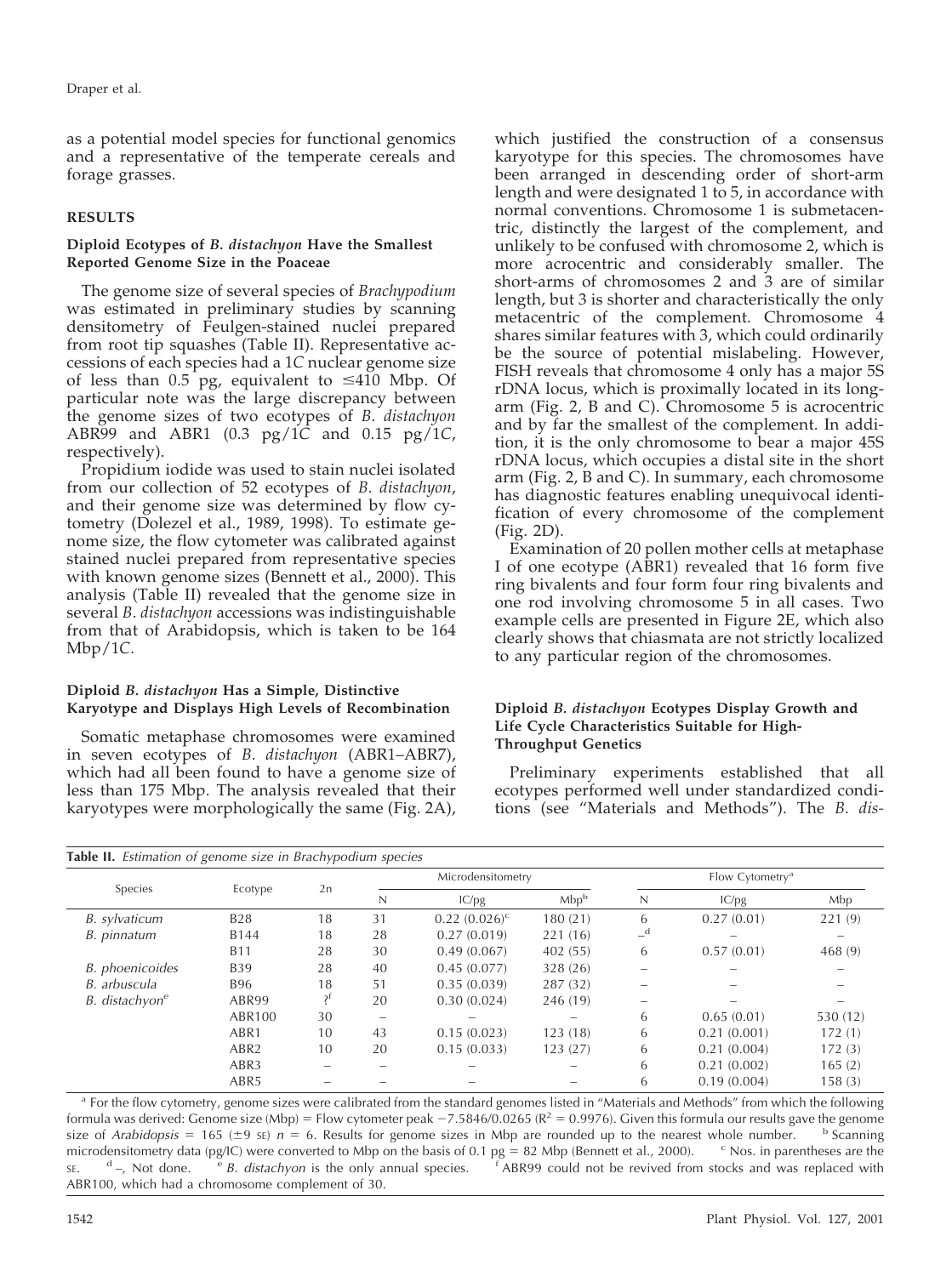as a potential model species for functional genomics and a representative of the temperate cereals and forage grasses.

## RESULTS

### Diploid Ecotypes of *B. distachyon* Have the Smallest Reported Genome Size in the Poaceae

The genome size of several species of *Brachypodium* was estimated in preliminary studies by scanning densitometry of Feulgen-stained nuclei prepared from root tip squashes (Table II). Representative accessions of each species had a 1C nuclear genome size of less than 0.5 pg, equivalent to ≤410 Mbp. Of particular note was the large discrepancy between the genome sizes of two ecotypes of *B. distachyon* ABR99 and ABR1 (0.3 pg/1C and 0.15 pg/1C, respectively).

Propidium iodide was used to stain nuclei isolated from our collection of 52 ecotypes of *B. distachyon*, and their genome size was determined by flow cytometry (Dolezel et al., 1989, 1998). To estimate genome size, the flow cytometer was calibrated against stained nuclei prepared from representative species with known genome sizes (Bennett et al., 2000). This analysis (Table II) revealed that the genome size in several *B. distachyon* accessions was indistinguishable from that of Arabidopsis, which is taken to be 164 Mbp/1C.

### Diploid *B. distachyon* Has a Simple, Distinctive Karyotype and Displays High Levels of Recombination

Somatic metaphase chromosomes were examined in seven ecotypes of *B. distachyon* (ABR1–ABR7), which had all been found to have a genome size of less than 175 Mbp. The analysis revealed that their karyotypes were morphologically the same (Fig. 2A), which justified the construction of a consensus karyotype for this species. The chromosomes have been arranged in descending order of short-arm length and were designated 1 to 5, in accordance with normal conventions. Chromosome 1 is submetacentric, distinctly the largest of the complement, and unlikely to be confused with chromosome 2, which is more acrocentric and considerably smaller. The short-arms of chromosomes 2 and 3 are of similar length, but 3 is shorter and characteristically the only metacentric of the complement. Chromosome 4 shares similar features with 3, which could ordinarily be the source of potential mislabeling. However, FISH reveals that chromosome 4 only has a major 5S rDNA locus, which is proximally located in its long-arm (Fig. 2, B and C). Chromosome 5 is acrocentric and by far the smallest of the complement. In addition, it is the only chromosome to bear a major 45S rDNA locus, which occupies a distal site in the short arm (Fig. 2, B and C). In summary, each chromosome has diagnostic features enabling unequivocal identification of every chromosome of the complement (Fig. 2D).

Examination of 20 pollen mother cells at metaphase I of one ecotype (ABR1) revealed that 16 form five ring bivalents and four form four ring bivalents and one rod involving chromosome 5 in all cases. Two example cells are presented in Figure 2E, which also clearly shows that chiasmata are not strictly localized to any particular region of the chromosomes.

### Diploid *B. distachyon* Ecotypes Display Growth and Life Cycle Characteristics Suitable for High-Throughput Genetics

Preliminary experiments established that all ecotypes performed well under standardized conditions (see "Materials and Methods"). The *B. dis-*

**Table II.** *Estimation of genome size in Brachypodium species*

| Species | Ecotype | 2n | Microdensitometry | | | Flow Cytometry[a] | | |
|---|---|---|---|---|---|---|---|---|
| | | | N | IC/pg | Mbp[b] | N | IC/pg | Mbp |
| *B. sylvaticum* | B28 | 18 | 31 | 0.22 (0.026)[c] | 180 (21) | 6 | 0.27 (0.01) | 221 (9) |
| *B. pinnatum* | B144 | 18 | 28 | 0.27 (0.019) | 221 (16) | –[d] | – | – |
| | B11 | 28 | 30 | 0.49 (0.067) | 402 (55) | 6 | 0.57 (0.01) | 468 (9) |
| *B. phoenicoides* | B39 | 28 | 40 | 0.45 (0.077) | 328 (26) | – | – | – |
| *B. arbuscula* | B96 | 18 | 51 | 0.35 (0.039) | 287 (32) | – | – | – |
| *B. distachyon*[e] | ABR99 | ?[f] | 20 | 0.30 (0.024) | 246 (19) | – | – | – |
| | ABR100 | 30 | – | – | – | 6 | 0.65 (0.01) | 530 (12) |
| | ABR1 | 10 | 43 | 0.15 (0.023) | 123 (18) | 6 | 0.21 (0.001) | 172 (1) |
| | ABR2 | 10 | 20 | 0.15 (0.033) | 123 (27) | 6 | 0.21 (0.004) | 172 (3) |
| | ABR3 | – | – | – | – | 6 | 0.21 (0.002) | 165 (2) |
| | ABR5 | – | – | – | – | 6 | 0.19 (0.004) | 158 (3) |

[a] For the flow cytometry, genome sizes were calibrated from the standard genomes listed in "Materials and Methods" from which the following formula was derived: Genome size (Mbp) = Flow cytometer peak −7.5846/0.0265 ($R^2$ = 0.9976). Given this formula our results gave the genome size of *Arabidopsis* = 165 (±9 SE) $n$ = 6. Results for genome sizes in Mbp are rounded up to the nearest whole number. [b] Scanning microdensitometry data (pg/IC) were converted to Mbp on the basis of 0.1 pg = 82 Mbp (Bennett et al., 2000). [c] Nos. in parentheses are the SE. [d] –, Not done. [e] *B. distachyon* is the only annual species. [f] ABR99 could not be revived from stocks and was replaced with ABR100, which had a chromosome complement of 30.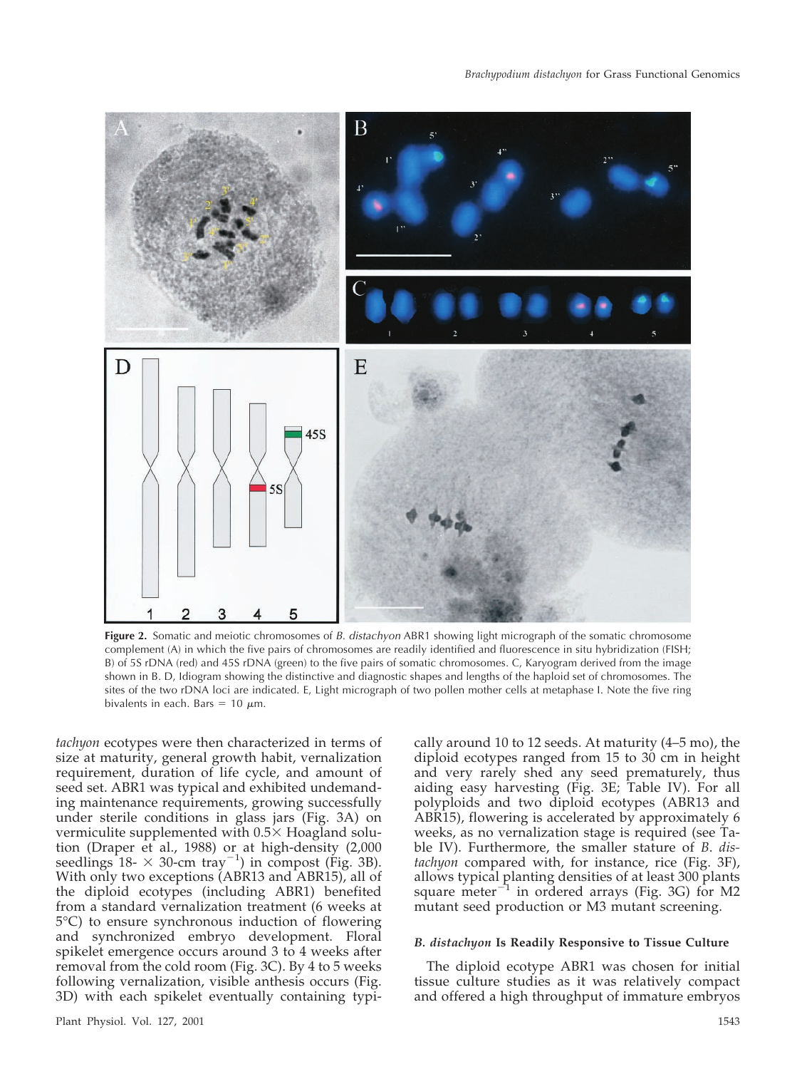**Figure 2.** Somatic and meiotic chromosomes of *B. distachyon* ABR1 showing light micrograph of the somatic chromosome complement (A) in which the five pairs of chromosomes are readily identified and fluorescence in situ hybridization (FISH; B) of 5S rDNA (red) and 45S rDNA (green) to the five pairs of somatic chromosomes. C, Karyogram derived from the image shown in B. D, Idiogram showing the distinctive and diagnostic shapes and lengths of the haploid set of chromosomes. The sites of the two rDNA loci are indicated. E, Light micrograph of two pollen mother cells at metaphase I. Note the five ring bivalents in each. Bars = 10 $\mu$m.

*tachyon* ecotypes were then characterized in terms of size at maturity, general growth habit, vernalization requirement, duration of life cycle, and amount of seed set. ABR1 was typical and exhibited undemanding maintenance requirements, growing successfully under sterile conditions in glass jars (Fig. 3A) on vermiculite supplemented with 0.5× Hoagland solution (Draper et al., 1988) or at high-density (2,000 seedlings 18- × 30-cm tray$^{-1}$) in compost (Fig. 3B). With only two exceptions (ABR13 and ABR15), all of the diploid ecotypes (including ABR1) benefited from a standard vernalization treatment (6 weeks at 5°C) to ensure synchronous induction of flowering and synchronized embryo development. Floral spikelet emergence occurs around 3 to 4 weeks after removal from the cold room (Fig. 3C). By 4 to 5 weeks following vernalization, visible anthesis occurs (Fig. 3D) with each spikelet eventually containing typically around 10 to 12 seeds. At maturity (4–5 mo), the diploid ecotypes ranged from 15 to 30 cm in height and very rarely shed any seed prematurely, thus aiding easy harvesting (Fig. 3E; Table IV). For all polyploids and two diploid ecotypes (ABR13 and ABR15), flowering is accelerated by approximately 6 weeks, as no vernalization stage is required (see Table IV). Furthermore, the smaller stature of *B. distachyon* compared with, for instance, rice (Fig. 3F), allows typical planting densities of at least 300 plants square meter$^{-1}$ in ordered arrays (Fig. 3G) for M2 mutant seed production or M3 mutant screening.

#### *B. distachyon* Is Readily Responsive to Tissue Culture

The diploid ecotype ABR1 was chosen for initial tissue culture studies as it was relatively compact and offered a high throughput of immature embryos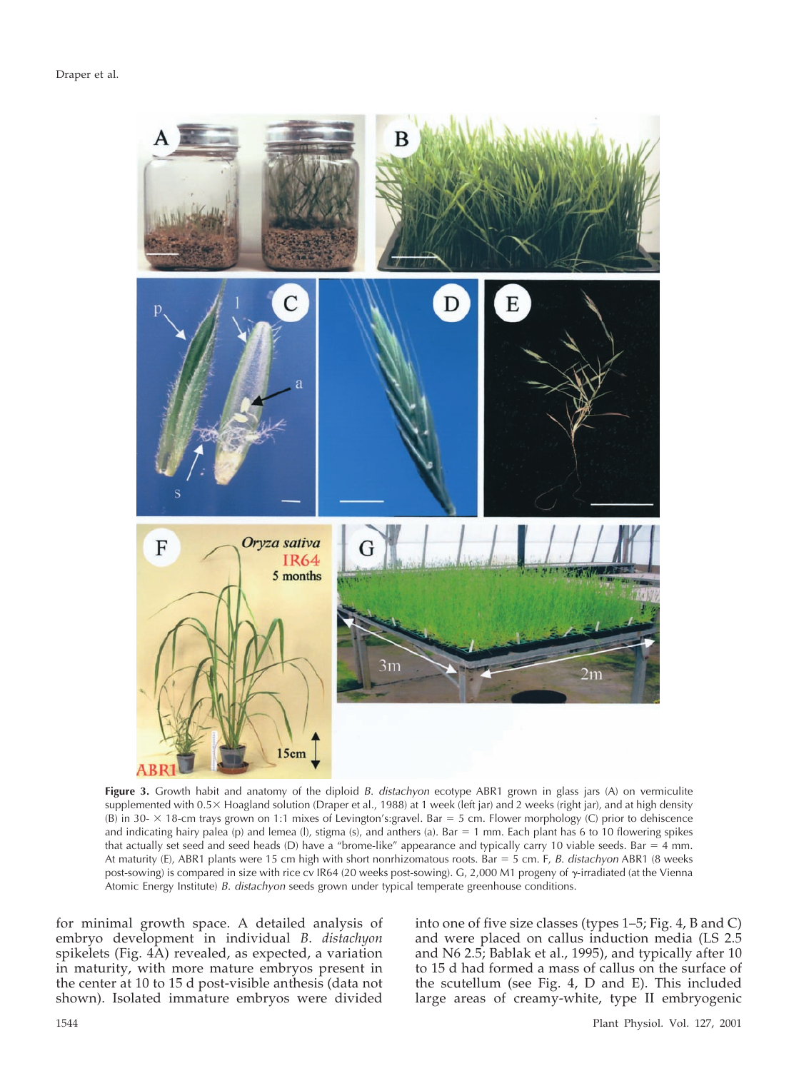**Figure 3.** Growth habit and anatomy of the diploid *B. distachyon* ecotype ABR1 grown in glass jars (A) on vermiculite supplemented with 0.5× Hoagland solution (Draper et al., 1988) at 1 week (left jar) and 2 weeks (right jar), and at high density (B) in 30- × 18-cm trays grown on 1:1 mixes of Levington's:gravel. Bar = 5 cm. Flower morphology (C) prior to dehiscence and indicating hairy palea (p) and lemea (l), stigma (s), and anthers (a). Bar = 1 mm. Each plant has 6 to 10 flowering spikes that actually set seed and seed heads (D) have a "brome-like" appearance and typically carry 10 viable seeds. Bar = 4 mm. At maturity (E), ABR1 plants were 15 cm high with short nonrhizomatous roots. Bar = 5 cm. F, *B. distachyon* ABR1 (8 weeks post-sowing) is compared in size with rice cv IR64 (20 weeks post-sowing). G, 2,000 M1 progeny of γ-irradiated (at the Vienna Atomic Energy Institute) *B. distachyon* seeds grown under typical temperate greenhouse conditions.

for minimal growth space. A detailed analysis of embryo development in individual *B. distachyon* spikelets (Fig. 4A) revealed, as expected, a variation in maturity, with more mature embryos present in the center at 10 to 15 d post-visible anthesis (data not shown). Isolated immature embryos were divided into one of five size classes (types 1–5; Fig. 4, B and C) and were placed on callus induction media (LS 2.5 and N6 2.5; Bablak et al., 1995), and typically after 10 to 15 d had formed a mass of callus on the surface of the scutellum (see Fig. 4, D and E). This included large areas of creamy-white, type II embryogenic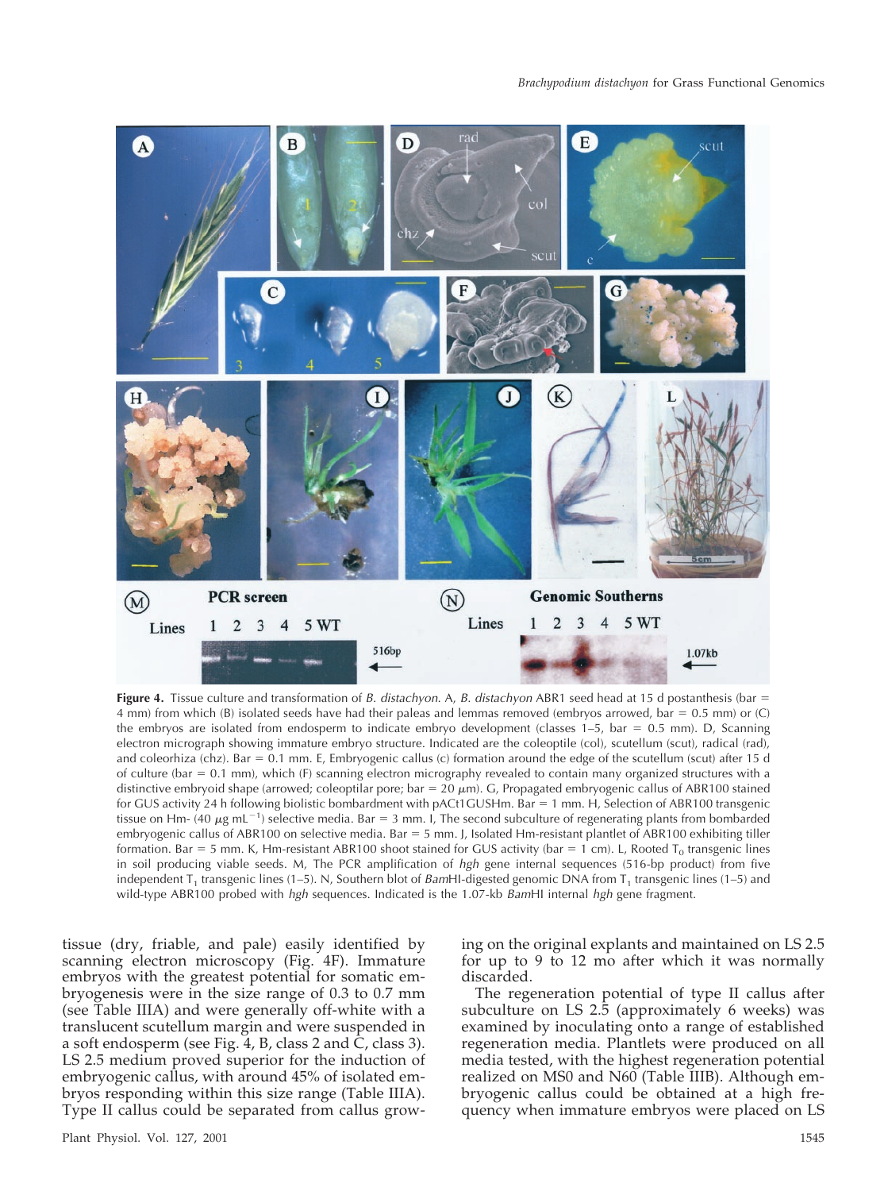**Figure 4.** Tissue culture and transformation of *B. distachyon*. A, *B. distachyon* ABR1 seed head at 15 d postanthesis (bar = 4 mm) from which (B) isolated seeds have had their paleas and lemmas removed (embryos arrowed, bar = 0.5 mm) or (C) the embryos are isolated from endosperm to indicate embryo development (classes 1–5, bar = 0.5 mm). D, Scanning electron micrograph showing immature embryo structure. Indicated are the coleoptile (col), scutellum (scut), radical (rad), and coleorhiza (chz). Bar = 0.1 mm. E, Embryogenic callus (c) formation around the edge of the scutellum (scut) after 15 d of culture (bar = 0.1 mm), which (F) scanning electron micrography revealed to contain many organized structures with a distinctive embryoid shape (arrowed; coleoptilar pore; bar = 20 $\mu$m). G, Propagated embryogenic callus of ABR100 stained for GUS activity 24 h following biolistic bombardment with pACt1GUSHm. Bar = 1 mm. H, Selection of ABR100 transgenic tissue on Hm- (40 $\mu$g mL$^{-1}$) selective media. Bar = 3 mm. I, The second subculture of regenerating plants from bombarded embryogenic callus of ABR100 on selective media. Bar = 5 mm. J, Isolated Hm-resistant plantlet of ABR100 exhibiting tiller formation. Bar = 5 mm. K, Hm-resistant ABR100 shoot stained for GUS activity (bar = 1 cm). L, Rooted $T_0$ transgenic lines in soil producing viable seeds. M, The PCR amplification of *hgh* gene internal sequences (516-bp product) from five independent $T_1$ transgenic lines (1–5). N, Southern blot of *Bam*HI-digested genomic DNA from $T_1$ transgenic lines (1–5) and wild-type ABR100 probed with *hgh* sequences. Indicated is the 1.07-kb *Bam*HI internal *hgh* gene fragment.

tissue (dry, friable, and pale) easily identified by scanning electron microscopy (Fig. 4F). Immature embryos with the greatest potential for somatic embryogenesis were in the size range of 0.3 to 0.7 mm (see Table IIIA) and were generally off-white with a translucent scutellum margin and were suspended in a soft endosperm (see Fig. 4, B, class 2 and C, class 3). LS 2.5 medium proved superior for the induction of embryogenic callus, with around 45% of isolated embryos responding within this size range (Table IIIA). Type II callus could be separated from callus growing on the original explants and maintained on LS 2.5 for up to 9 to 12 mo after which it was normally discarded.

The regeneration potential of type II callus after subculture on LS 2.5 (approximately 6 weeks) was examined by inoculating onto a range of established regeneration media. Plantlets were produced on all media tested, with the highest regeneration potential realized on MS0 and N60 (Table IIIB). Although embryogenic callus could be obtained at a high frequency when immature embryos were placed on LS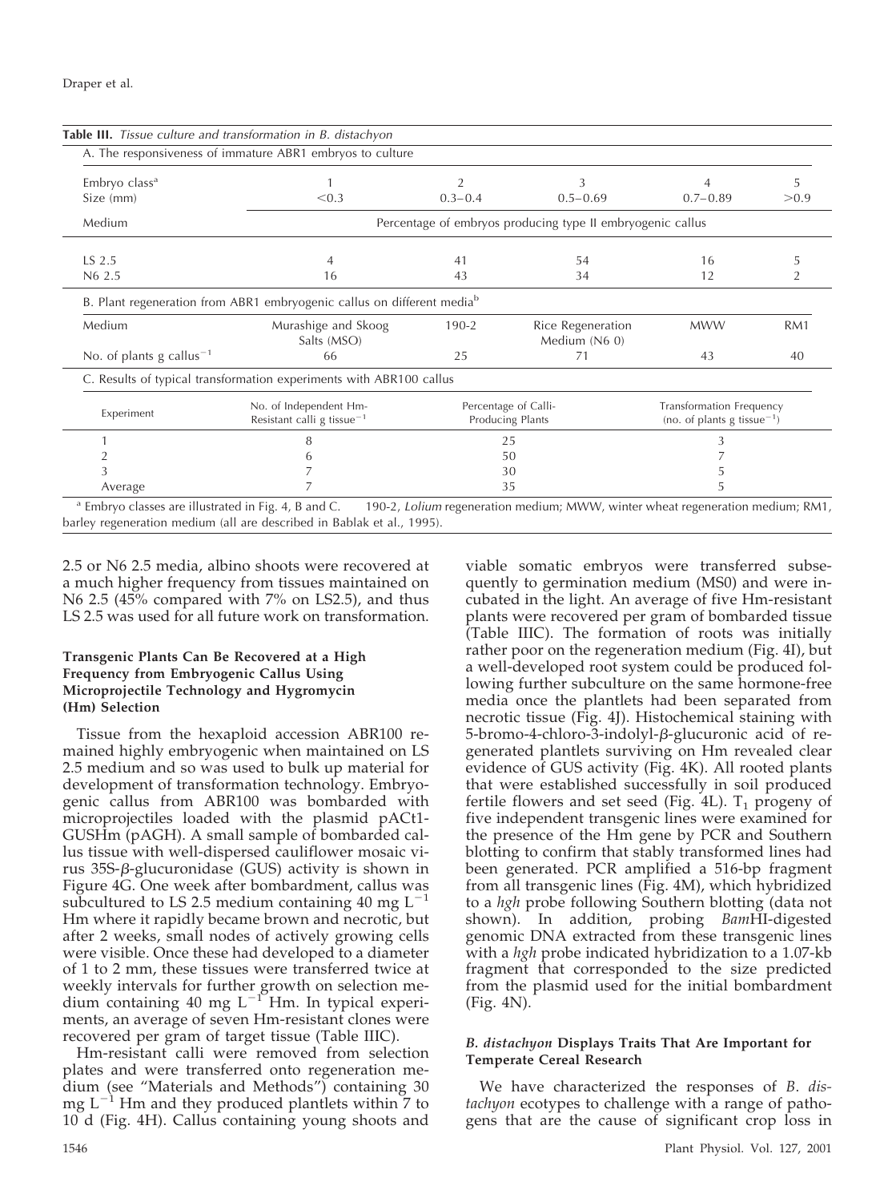**Table III.** *Tissue culture and transformation in B. distachyon*

A. The responsiveness of immature ABR1 embryos to culture

| Embryo class[a] | 1 | 2 | 3 | 4 | 5 |
|---|---|---|---|---|---|
| Size (mm) | <0.3 | 0.3–0.4 | 0.5–0.69 | 0.7–0.89 | >0.9 |
| Medium | Percentage of embryos producing type II embryogenic callus | | | | |
| LS 2.5 | 4 | 41 | 54 | 16 | 5 |
| N6 2.5 | 16 | 43 | 34 | 12 | 2 |

B. Plant regeneration from ABR1 embryogenic callus on different media[b]

| Medium | Murashige and Skoog Salts (MSO) | 190-2 | Rice Regeneration Medium (N6 0) | MWW | RM1 |
|---|---|---|---|---|---|
| No. of plants g callus$^{-1}$ | 66 | 25 | 71 | 43 | 40 |

C. Results of typical transformation experiments with ABR100 callus

| Experiment | No. of Independent Hm-Resistant calli g tissue$^{-1}$ | Percentage of Calli-Producing Plants | Transformation Frequency (no. of plants g tissue$^{-1}$) |
|---|---|---|---|
| 1 | 8 | 25 | 3 |
| 2 | 6 | 50 | 7 |
| 3 | 7 | 30 | 5 |
| Average | 7 | 35 | 5 |

[a] Embryo classes are illustrated in Fig. 4, B and C. [b] 190-2, *Lolium* regeneration medium; MWW, winter wheat regeneration medium; RM1, barley regeneration medium (all are described in Bablak et al., 1995).

2.5 or N6 2.5 media, albino shoots were recovered at a much higher frequency from tissues maintained on N6 2.5 (45% compared with 7% on LS2.5), and thus LS 2.5 was used for all future work on transformation.

#### Transgenic Plants Can Be Recovered at a High Frequency from Embryogenic Callus Using Microprojectile Technology and Hygromycin (Hm) Selection

Tissue from the hexaploid accession ABR100 remained highly embryogenic when maintained on LS 2.5 medium and so was used to bulk up material for development of transformation technology. Embryogenic callus from ABR100 was bombarded with microprojectiles loaded with the plasmid pACt1-GUSHm (pAGH). A small sample of bombarded callus tissue with well-dispersed cauliflower mosaic virus 35S-β-glucuronidase (GUS) activity is shown in Figure 4G. One week after bombardment, callus was subcultured to LS 2.5 medium containing 40 mg L$^{-1}$ Hm where it rapidly became brown and necrotic, but after 2 weeks, small nodes of actively growing cells were visible. Once these had developed to a diameter of 1 to 2 mm, these tissues were transferred twice at weekly intervals for further growth on selection medium containing 40 mg L$^{-1}$ Hm. In typical experiments, an average of seven Hm-resistant clones were recovered per gram of target tissue (Table IIIC).

Hm-resistant calli were removed from selection plates and were transferred onto regeneration medium (see "Materials and Methods") containing 30 mg L$^{-1}$ Hm and they produced plantlets within 7 to 10 d (Fig. 4H). Callus containing young shoots and viable somatic embryos were transferred subsequently to germination medium (MS0) and were incubated in the light. An average of five Hm-resistant plants were recovered per gram of bombarded tissue (Table IIIC). The formation of roots was initially rather poor on the regeneration medium (Fig. 4I), but a well-developed root system could be produced following further subculture on the same hormone-free media once the plantlets had been separated from necrotic tissue (Fig. 4J). Histochemical staining with 5-bromo-4-chloro-3-indolyl-β-glucuronic acid of regenerated plantlets surviving on Hm revealed clear evidence of GUS activity (Fig. 4K). All rooted plants that were established successfully in soil produced fertile flowers and set seed (Fig. 4L). $T_1$ progeny of five independent transgenic lines were examined for the presence of the Hm gene by PCR and Southern blotting to confirm that stably transformed lines had been generated. PCR amplified a 516-bp fragment from all transgenic lines (Fig. 4M), which hybridized to a *hgh* probe following Southern blotting (data not shown). In addition, probing *Bam*HI-digested genomic DNA extracted from these transgenic lines with a *hgh* probe indicated hybridization to a 1.07-kb fragment that corresponded to the size predicted from the plasmid used for the initial bombardment (Fig. 4N).

#### *B. distachyon* Displays Traits That Are Important for Temperate Cereal Research

We have characterized the responses of *B. distachyon* ecotypes to challenge with a range of pathogens that are the cause of significant crop loss in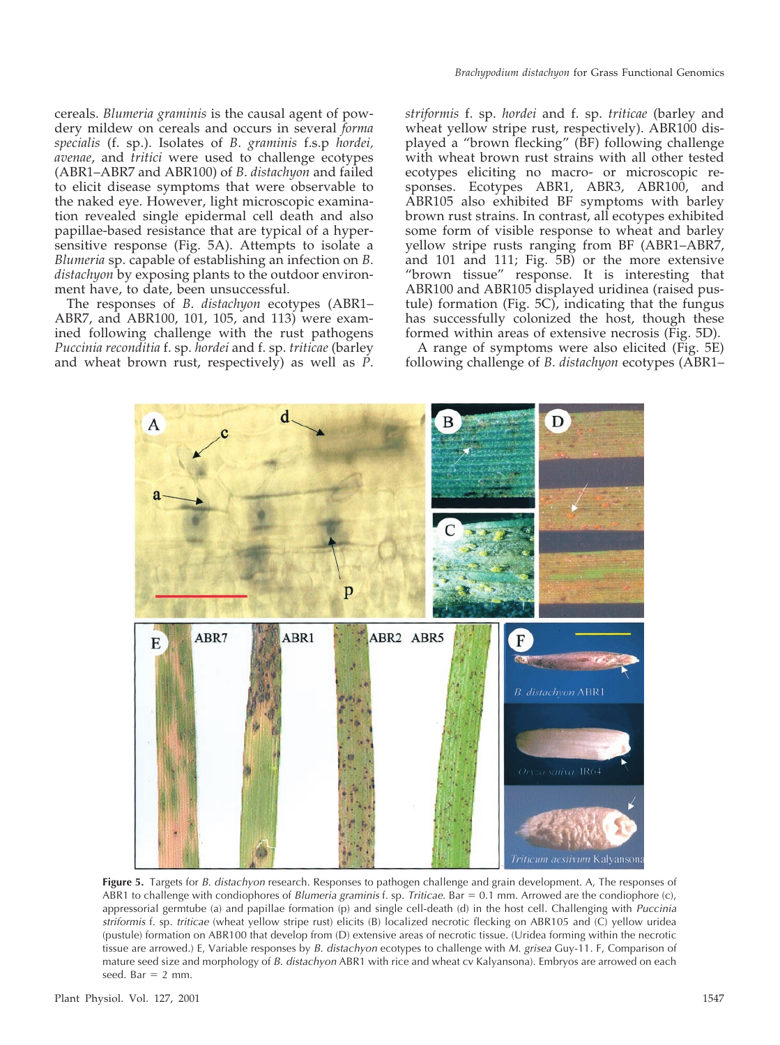cereals. *Blumeria graminis* is the causal agent of powdery mildew on cereals and occurs in several *forma specialis* (f. sp.). Isolates of *B. graminis* f.s.p *hordei, avenae*, and *tritici* were used to challenge ecotypes (ABR1–ABR7 and ABR100) of *B. distachyon* and failed to elicit disease symptoms that were observable to the naked eye. However, light microscopic examination revealed single epidermal cell death and also papillae-based resistance that are typical of a hypersensitive response (Fig. 5A). Attempts to isolate a *Blumeria* sp. capable of establishing an infection on *B. distachyon* by exposing plants to the outdoor environment have, to date, been unsuccessful.

The responses of *B. distachyon* ecotypes (ABR1–ABR7, and ABR100, 101, 105, and 113) were examined following challenge with the rust pathogens *Puccinia reconditia* f. sp. *hordei* and f. sp. *triticae* (barley and wheat brown rust, respectively) as well as *P. striformis* f. sp. *hordei* and f. sp. *triticae* (barley and wheat yellow stripe rust, respectively). ABR100 displayed a "brown flecking" (BF) following challenge with wheat brown rust strains with all other tested ecotypes eliciting no macro- or microscopic responses. Ecotypes ABR1, ABR3, ABR100, and ABR105 also exhibited BF symptoms with barley brown rust strains. In contrast, all ecotypes exhibited some form of visible response to wheat and barley yellow stripe rusts ranging from BF (ABR1–ABR7, and 101 and 111; Fig. 5B) or the more extensive "brown tissue" response. It is interesting that ABR100 and ABR105 displayed uridinea (raised pustule) formation (Fig. 5C), indicating that the fungus has successfully colonized the host, though these formed within areas of extensive necrosis (Fig. 5D).

A range of symptoms were also elicited (Fig. 5E) following challenge of *B. distachyon* ecotypes (ABR1–

**Figure 5.** Targets for *B. distachyon* research. Responses to pathogen challenge and grain development. A, The responses of ABR1 to challenge with condiophores of *Blumeria graminis* f. sp. *Triticae*. Bar = 0.1 mm. Arrowed are the condiophore (c), appressorial germtube (a) and papillae formation (p) and single cell-death (d) in the host cell. Challenging with *Puccinia striformis* f. sp. *triticae* (wheat yellow stripe rust) elicits (B) localized necrotic flecking on ABR105 and (C) yellow uridea (pustule) formation on ABR100 that develop from (D) extensive areas of necrotic tissue. (Uridea forming within the necrotic tissue are arrowed.) E, Variable responses by *B. distachyon* ecotypes to challenge with *M. grisea* Guy-11. F, Comparison of mature seed size and morphology of *B. distachyon* ABR1 with rice and wheat cv Kalyansona). Embryos are arrowed on each seed. Bar = 2 mm.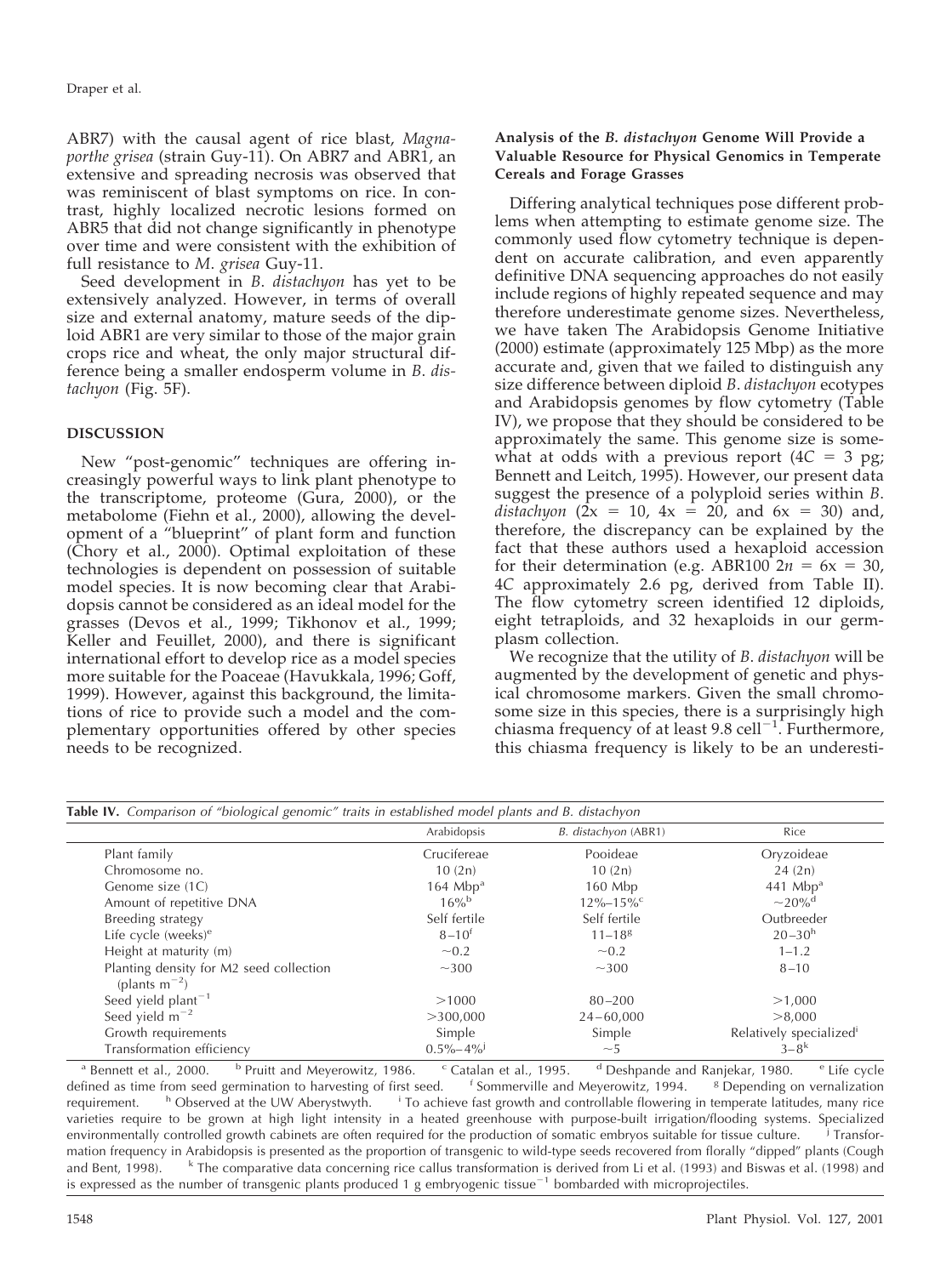ABR7) with the causal agent of rice blast, *Magnaporthe grisea* (strain Guy-11). On ABR7 and ABR1, an extensive and spreading necrosis was observed that was reminiscent of blast symptoms on rice. In contrast, highly localized necrotic lesions formed on ABR5 that did not change significantly in phenotype over time and were consistent with the exhibition of full resistance to *M. grisea* Guy-11.

Seed development in *B. distachyon* has yet to be extensively analyzed. However, in terms of overall size and external anatomy, mature seeds of the diploid ABR1 are very similar to those of the major grain crops rice and wheat, the only major structural difference being a smaller endosperm volume in *B. distachyon* (Fig. 5F).

## DISCUSSION

New "post-genomic" techniques are offering increasingly powerful ways to link plant phenotype to the transcriptome, proteome (Gura, 2000), or the metabolome (Fiehn et al., 2000), allowing the development of a "blueprint" of plant form and function (Chory et al., 2000). Optimal exploitation of these technologies is dependent on possession of suitable model species. It is now becoming clear that Arabidopsis cannot be considered as an ideal model for the grasses (Devos et al., 1999; Tikhonov et al., 1999; Keller and Feuillet, 2000), and there is significant international effort to develop rice as a model species more suitable for the Poaceae (Havukkala, 1996; Goff, 1999). However, against this background, the limitations of rice to provide such a model and the complementary opportunities offered by other species needs to be recognized.

### Analysis of the *B. distachyon* Genome Will Provide a Valuable Resource for Physical Genomics in Temperate Cereals and Forage Grasses

Differing analytical techniques pose different problems when attempting to estimate genome size. The commonly used flow cytometry technique is dependent on accurate calibration, and even apparently definitive DNA sequencing approaches do not easily include regions of highly repeated sequence and may therefore underestimate genome sizes. Nevertheless, we have taken The Arabidopsis Genome Initiative (2000) estimate (approximately 125 Mbp) as the more accurate and, given that we failed to distinguish any size difference between diploid *B. distachyon* ecotypes and Arabidopsis genomes by flow cytometry (Table IV), we propose that they should be considered to be approximately the same. This genome size is somewhat at odds with a previous report (4C = 3 pg; Bennett and Leitch, 1995). However, our present data suggest the presence of a polyploid series within *B. distachyon* (2x = 10, 4x = 20, and 6x = 30) and, therefore, the discrepancy can be explained by the fact that these authors used a hexaploid accession for their determination (e.g. ABR100 2*n* = 6x = 30, 4C approximately 2.6 pg, derived from Table II). The flow cytometry screen identified 12 diploids, eight tetraploids, and 32 hexaploids in our germplasm collection.

We recognize that the utility of *B. distachyon* will be augmented by the development of genetic and physical chromosome markers. Given the small chromosome size in this species, there is a surprisingly high chiasma frequency of at least 9.8 $cell^{-1}$. Furthermore, this chiasma frequency is likely to be an underesti-

**Table IV.** *Comparison of "biological genomic" traits in established model plants and B. distachyon*

| | Arabidopsis | *B. distachyon* (ABR1) | Rice |
|---|---|---|---|
| Plant family | Crucifereae | Pooideae | Oryzoideae |
| Chromosome no. | 10 (2n) | 10 (2n) | 24 (2n) |
| Genome size (1C) | 164 Mbp[a] | 160 Mbp | 441 Mbp[a] |
| Amount of repetitive DNA | 16%[b] | 12%–15%[c] | ~20%[d] |
| Breeding strategy | Self fertile | Self fertile | Outbreeder |
| Life cycle (weeks)[e] | 8–10[f] | 11–18[g] | 20–30[h] |
| Height at maturity (m) | ~0.2 | ~0.2 | 1–1.2 |
| Planting density for M2 seed collection (plants $m^{-2}$) | ~300 | ~300 | 8–10 |
| Seed yield $plant^{-1}$ | >1000 | 80–200 | >1,000 |
| Seed yield $m^{-2}$ | >300,000 | 24–60,000 | >8,000 |
| Growth requirements | Simple | Simple | Relatively specialized[i] |
| Transformation efficiency | 0.5%–4%[j] | ~5 | 3–8[k] |

[a] Bennett et al., 2000. [b] Pruitt and Meyerowitz, 1986. [c] Catalan et al., 1995. [d] Deshpande and Ranjekar, 1980. [e] Life cycle defined as time from seed germination to harvesting of first seed. [f] Sommerville and Meyerowitz, 1994. [g] Depending on vernalization requirement. [h] Observed at the UW Aberystwyth. [i] To achieve fast growth and controllable flowering in temperate latitudes, many rice varieties require to be grown at high light intensity in a heated greenhouse with purpose-built irrigation/flooding systems. Specialized environmentally controlled growth cabinets are often required for the production of somatic embryos suitable for tissue culture. [j] Transformation frequency in Arabidopsis is presented as the proportion of transgenic to wild-type seeds recovered from florally "dipped" plants (Cough and Bent, 1998). [k] The comparative data concerning rice callus transformation is derived from Li et al. (1993) and Biswas et al. (1998) and is expressed as the number of transgenic plants produced 1 g embryogenic $tissue^{-1}$ bombarded with microprojectiles.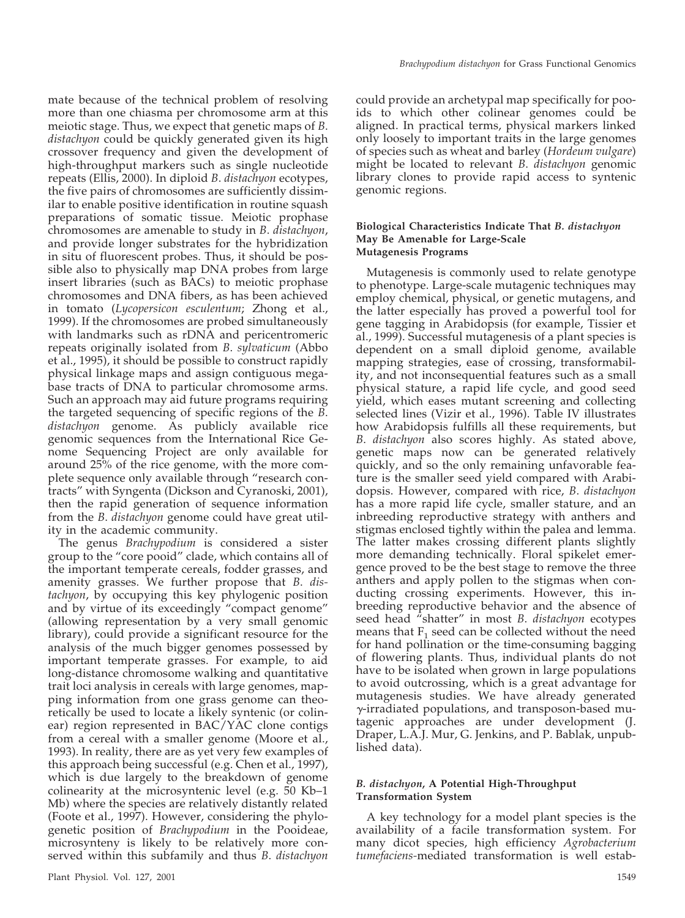mate because of the technical problem of resolving more than one chiasma per chromosome arm at this meiotic stage. Thus, we expect that genetic maps of *B. distachyon* could be quickly generated given its high crossover frequency and given the development of high-throughput markers such as single nucleotide repeats (Ellis, 2000). In diploid *B. distachyon* ecotypes, the five pairs of chromosomes are sufficiently dissimilar to enable positive identification in routine squash preparations of somatic tissue. Meiotic prophase chromosomes are amenable to study in *B. distachyon*, and provide longer substrates for the hybridization in situ of fluorescent probes. Thus, it should be possible also to physically map DNA probes from large insert libraries (such as BACs) to meiotic prophase chromosomes and DNA fibers, as has been achieved in tomato (*Lycopersicon esculentum*; Zhong et al., 1999). If the chromosomes are probed simultaneously with landmarks such as rDNA and pericentromeric repeats originally isolated from *B. sylvaticum* (Abbo et al., 1995), it should be possible to construct rapidly physical linkage maps and assign contiguous megabase tracts of DNA to particular chromosome arms. Such an approach may aid future programs requiring the targeted sequencing of specific regions of the *B. distachyon* genome. As publicly available rice genomic sequences from the International Rice Genome Sequencing Project are only available for around 25% of the rice genome, with the more complete sequence only available through "research contracts" with Syngenta (Dickson and Cyranoski, 2001), then the rapid generation of sequence information from the *B. distachyon* genome could have great utility in the academic community.

The genus *Brachypodium* is considered a sister group to the "core pooid" clade, which contains all of the important temperate cereals, fodder grasses, and amenity grasses. We further propose that *B. distachyon*, by occupying this key phylogenic position and by virtue of its exceedingly "compact genome" (allowing representation by a very small genomic library), could provide a significant resource for the analysis of the much bigger genomes possessed by important temperate grasses. For example, to aid long-distance chromosome walking and quantitative trait loci analysis in cereals with large genomes, mapping information from one grass genome can theoretically be used to locate a likely syntenic (or colinear) region represented in BAC/YAC clone contigs from a cereal with a smaller genome (Moore et al., 1993). In reality, there are as yet very few examples of this approach being successful (e.g. Chen et al., 1997), which is due largely to the breakdown of genome colinearity at the microsyntenic level (e.g. 50 Kb–1 Mb) where the species are relatively distantly related (Foote et al., 1997). However, considering the phylogenetic position of *Brachypodium* in the Pooideae, microsynteny is likely to be relatively more conserved within this subfamily and thus *B. distachyon* could provide an archetypal map specifically for pooids to which other colinear genomes could be aligned. In practical terms, physical markers linked only loosely to important traits in the large genomes of species such as wheat and barley (*Hordeum vulgare*) might be located to relevant *B. distachyon* genomic library clones to provide rapid access to syntenic genomic regions.

### Biological Characteristics Indicate That *B. distachyon* May Be Amenable for Large-Scale Mutagenesis Programs

Mutagenesis is commonly used to relate genotype to phenotype. Large-scale mutagenic techniques may employ chemical, physical, or genetic mutagens, and the latter especially has proved a powerful tool for gene tagging in Arabidopsis (for example, Tissier et al., 1999). Successful mutagenesis of a plant species is dependent on a small diploid genome, available mapping strategies, ease of crossing, transformability, and not inconsequential features such as a small physical stature, a rapid life cycle, and good seed yield, which eases mutant screening and collecting selected lines (Vizir et al., 1996). Table IV illustrates how Arabidopsis fulfills all these requirements, but *B. distachyon* also scores highly. As stated above, genetic maps now can be generated relatively quickly, and so the only remaining unfavorable feature is the smaller seed yield compared with Arabidopsis. However, compared with rice, *B. distachyon* has a more rapid life cycle, smaller stature, and an inbreeding reproductive strategy with anthers and stigmas enclosed tightly within the palea and lemma. The latter makes crossing different plants slightly more demanding technically. Floral spikelet emergence proved to be the best stage to remove the three anthers and apply pollen to the stigmas when conducting crossing experiments. However, this inbreeding reproductive behavior and the absence of seed head "shatter" in most *B. distachyon* ecotypes means that $F_1$ seed can be collected without the need for hand pollination or the time-consuming bagging of flowering plants. Thus, individual plants do not have to be isolated when grown in large populations to avoid outcrossing, which is a great advantage for mutagenesis studies. We have already generated $\gamma$-irradiated populations, and transposon-based mutagenic approaches are under development (J. Draper, L.A.J. Mur, G. Jenkins, and P. Bablak, unpublished data).

### *B. distachyon*, A Potential High-Throughput Transformation System

A key technology for a model plant species is the availability of a facile transformation system. For many dicot species, high efficiency *Agrobacterium tumefaciens*-mediated transformation is well estab-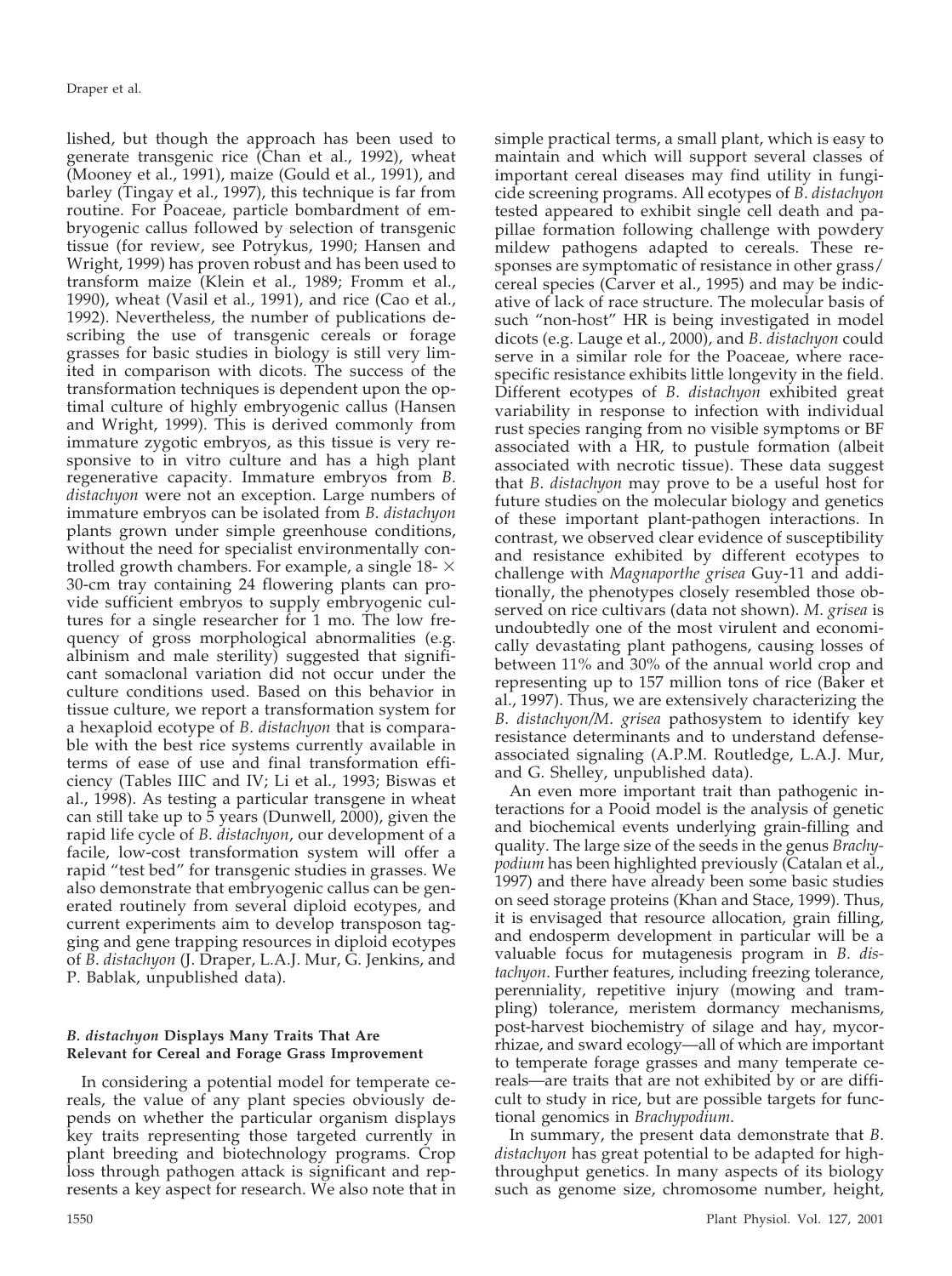lished, but though the approach has been used to generate transgenic rice (Chan et al., 1992), wheat (Mooney et al., 1991), maize (Gould et al., 1991), and barley (Tingay et al., 1997), this technique is far from routine. For Poaceae, particle bombardment of embryogenic callus followed by selection of transgenic tissue (for review, see Potrykus, 1990; Hansen and Wright, 1999) has proven robust and has been used to transform maize (Klein et al., 1989; Fromm et al., 1990), wheat (Vasil et al., 1991), and rice (Cao et al., 1992). Nevertheless, the number of publications describing the use of transgenic cereals or forage grasses for basic studies in biology is still very limited in comparison with dicots. The success of the transformation techniques is dependent upon the optimal culture of highly embryogenic callus (Hansen and Wright, 1999). This is derived commonly from immature zygotic embryos, as this tissue is very responsive to in vitro culture and has a high plant regenerative capacity. Immature embryos from *B. distachyon* were not an exception. Large numbers of immature embryos can be isolated from *B. distachyon* plants grown under simple greenhouse conditions, without the need for specialist environmentally controlled growth chambers. For example, a single 18- × 30-cm tray containing 24 flowering plants can provide sufficient embryos to supply embryogenic cultures for a single researcher for 1 mo. The low frequency of gross morphological abnormalities (e.g. albinism and male sterility) suggested that significant somaclonal variation did not occur under the culture conditions used. Based on this behavior in tissue culture, we report a transformation system for a hexaploid ecotype of *B. distachyon* that is comparable with the best rice systems currently available in terms of ease of use and final transformation efficiency (Tables IIIC and IV; Li et al., 1993; Biswas et al., 1998). As testing a particular transgene in wheat can still take up to 5 years (Dunwell, 2000), given the rapid life cycle of *B. distachyon*, our development of a facile, low-cost transformation system will offer a rapid "test bed" for transgenic studies in grasses. We also demonstrate that embryogenic callus can be generated routinely from several diploid ecotypes, and current experiments aim to develop transposon tagging and gene trapping resources in diploid ecotypes of *B. distachyon* (J. Draper, L.A.J. Mur, G. Jenkins, and P. Bablak, unpublished data).

### *B. distachyon* Displays Many Traits That Are Relevant for Cereal and Forage Grass Improvement

In considering a potential model for temperate cereals, the value of any plant species obviously depends on whether the particular organism displays key traits representing those targeted currently in plant breeding and biotechnology programs. Crop loss through pathogen attack is significant and represents a key aspect for research. We also note that in simple practical terms, a small plant, which is easy to maintain and which will support several classes of important cereal diseases may find utility in fungicide screening programs. All ecotypes of *B. distachyon* tested appeared to exhibit single cell death and papillae formation following challenge with powdery mildew pathogens adapted to cereals. These responses are symptomatic of resistance in other grass/cereal species (Carver et al., 1995) and may be indicative of lack of race structure. The molecular basis of such "non-host" HR is being investigated in model dicots (e.g. Lauge et al., 2000), and *B. distachyon* could serve in a similar role for the Poaceae, where race-specific resistance exhibits little longevity in the field. Different ecotypes of *B. distachyon* exhibited great variability in response to infection with individual rust species ranging from no visible symptoms or BF associated with a HR, to pustule formation (albeit associated with necrotic tissue). These data suggest that *B. distachyon* may prove to be a useful host for future studies on the molecular biology and genetics of these important plant-pathogen interactions. In contrast, we observed clear evidence of susceptibility and resistance exhibited by different ecotypes to challenge with *Magnaporthe grisea* Guy-11 and additionally, the phenotypes closely resembled those observed on rice cultivars (data not shown). *M. grisea* is undoubtedly one of the most virulent and economically devastating plant pathogens, causing losses of between 11% and 30% of the annual world crop and representing up to 157 million tons of rice (Baker et al., 1997). Thus, we are extensively characterizing the *B. distachyon*/*M. grisea* pathosystem to identify key resistance determinants and to understand defense-associated signaling (A.P.M. Routledge, L.A.J. Mur, and G. Shelley, unpublished data).

An even more important trait than pathogenic interactions for a Pooid model is the analysis of genetic and biochemical events underlying grain-filling and quality. The large size of the seeds in the genus *Brachypodium* has been highlighted previously (Catalan et al., 1997) and there have already been some basic studies on seed storage proteins (Khan and Stace, 1999). Thus, it is envisaged that resource allocation, grain filling, and endosperm development in particular will be a valuable focus for mutagenesis program in *B. distachyon*. Further features, including freezing tolerance, perenniality, repetitive injury (mowing and trampling) tolerance, meristem dormancy mechanisms, post-harvest biochemistry of silage and hay, mycorrhizae, and sward ecology—all of which are important to temperate forage grasses and many temperate cereals—are traits that are not exhibited by or are difficult to study in rice, but are possible targets for functional genomics in *Brachypodium*.

In summary, the present data demonstrate that *B. distachyon* has great potential to be adapted for high-throughput genetics. In many aspects of its biology such as genome size, chromosome number, height,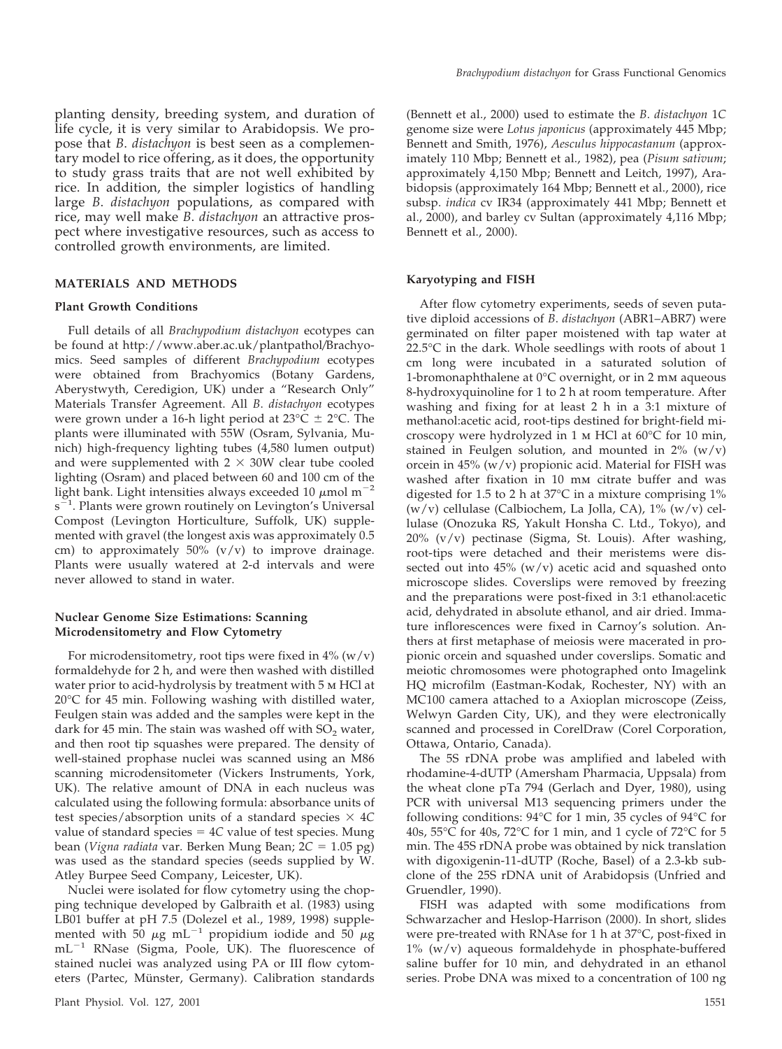planting density, breeding system, and duration of life cycle, it is very similar to Arabidopsis. We propose that *B. distachyon* is best seen as a complementary model to rice offering, as it does, the opportunity to study grass traits that are not well exhibited by rice. In addition, the simpler logistics of handling large *B. distachyon* populations, as compared with rice, may well make *B. distachyon* an attractive prospect where investigative resources, such as access to controlled growth environments, are limited.

## MATERIALS AND METHODS

### Plant Growth Conditions

Full details of all *Brachypodium distachyon* ecotypes can be found at http://www.aber.ac.uk/plantpathol/Brachyomics. Seed samples of different *Brachypodium* ecotypes were obtained from Brachyomics (Botany Gardens, Aberystwyth, Ceredigion, UK) under a "Research Only" Materials Transfer Agreement. All *B. distachyon* ecotypes were grown under a 16-h light period at 23°C ± 2°C. The plants were illuminated with 55W (Osram, Sylvania, Munich) high-frequency lighting tubes (4,580 lumen output) and were supplemented with 2 × 30W clear tube cooled lighting (Osram) and placed between 60 and 100 cm of the light bank. Light intensities always exceeded 10 $\mu$mol $m^{-2}$ $s^{-1}$. Plants were grown routinely on Levington's Universal Compost (Levington Horticulture, Suffolk, UK) supplemented with gravel (the longest axis was approximately 0.5 cm) to approximately 50% (v/v) to improve drainage. Plants were usually watered at 2-d intervals and were never allowed to stand in water.

### Nuclear Genome Size Estimations: Scanning Microdensitometry and Flow Cytometry

For microdensitometry, root tips were fixed in 4% (w/v) formaldehyde for 2 h, and were then washed with distilled water prior to acid-hydrolysis by treatment with 5 M HCl at 20°C for 45 min. Following washing with distilled water, Feulgen stain was added and the samples were kept in the dark for 45 min. The stain was washed off with $SO_2$ water, and then root tip squashes were prepared. The density of well-stained prophase nuclei was scanned using an M86 scanning microdensitometer (Vickers Instruments, York, UK). The relative amount of DNA in each nucleus was calculated using the following formula: absorbance units of test species/absorption units of a standard species × 4C value of standard species = 4C value of test species. Mung bean (*Vigna radiata* var. Berken Mung Bean; 2C = 1.05 pg) was used as the standard species (seeds supplied by W. Atley Burpee Seed Company, Leicester, UK).

Nuclei were isolated for flow cytometry using the chopping technique developed by Galbraith et al. (1983) using LB01 buffer at pH 7.5 (Dolezel et al., 1989, 1998) supplemented with 50 $\mu$g $mL^{-1}$ propidium iodide and 50 $\mu$g $mL^{-1}$ RNase (Sigma, Poole, UK). The fluorescence of stained nuclei was analyzed using PA or III flow cytometers (Partec, Münster, Germany). Calibration standards (Bennett et al., 2000) used to estimate the *B. distachyon* 1C genome size were *Lotus japonicus* (approximately 445 Mbp; Bennett and Smith, 1976), *Aesculus hippocastanum* (approximately 110 Mbp; Bennett et al., 1982), pea (*Pisum sativum*; approximately 4,150 Mbp; Bennett and Leitch, 1997), Arabidopsis (approximately 164 Mbp; Bennett et al., 2000), rice subsp. *indica* cv IR34 (approximately 441 Mbp; Bennett et al., 2000), and barley cv Sultan (approximately 4,116 Mbp; Bennett et al., 2000).

### Karyotyping and FISH

After flow cytometry experiments, seeds of seven putative diploid accessions of *B. distachyon* (ABR1–ABR7) were germinated on filter paper moistened with tap water at 22.5°C in the dark. Whole seedlings with roots of about 1 cm long were incubated in a saturated solution of 1-bromonaphthalene at 0°C overnight, or in 2 mM aqueous 8-hydroxyquinoline for 1 to 2 h at room temperature. After washing and fixing for at least 2 h in a 3:1 mixture of methanol:acetic acid, root-tips destined for bright-field microscopy were hydrolyzed in 1 M HCl at 60°C for 10 min, stained in Feulgen solution, and mounted in 2% (w/v) orcein in 45% (w/v) propionic acid. Material for FISH was washed after fixation in 10 mM citrate buffer and was digested for 1.5 to 2 h at 37°C in a mixture comprising 1% (w/v) cellulase (Calbiochem, La Jolla, CA), 1% (w/v) cellulase (Onozuka RS, Yakult Honsha C. Ltd., Tokyo), and 20% (v/v) pectinase (Sigma, St. Louis). After washing, root-tips were detached and their meristems were dissected out into 45% (w/v) acetic acid and squashed onto microscope slides. Coverslips were removed by freezing and the preparations were post-fixed in 3:1 ethanol:acetic acid, dehydrated in absolute ethanol, and air dried. Immature inflorescences were fixed in Carnoy's solution. Anthers at first metaphase of meiosis were macerated in propionic orcein and squashed under coverslips. Somatic and meiotic chromosomes were photographed onto Imagelink HQ microfilm (Eastman-Kodak, Rochester, NY) with an MC100 camera attached to a Axioplan microscope (Zeiss, Welwyn Garden City, UK), and they were electronically scanned and processed in CorelDraw (Corel Corporation, Ottawa, Ontario, Canada).

The 5S rDNA probe was amplified and labeled with rhodamine-4-dUTP (Amersham Pharmacia, Uppsala) from the wheat clone pTa 794 (Gerlach and Dyer, 1980), using PCR with universal M13 sequencing primers under the following conditions: 94°C for 1 min, 35 cycles of 94°C for 40s, 55°C for 40s, 72°C for 1 min, and 1 cycle of 72°C for 5 min. The 45S rDNA probe was obtained by nick translation with digoxigenin-11-dUTP (Roche, Basel) of a 2.3-kb subclone of the 25S rDNA unit of Arabidopsis (Unfried and Gruendler, 1990).

FISH was adapted with some modifications from Schwarzacher and Heslop-Harrison (2000). In short, slides were pre-treated with RNAse for 1 h at 37°C, post-fixed in 1% (w/v) aqueous formaldehyde in phosphate-buffered saline buffer for 10 min, and dehydrated in an ethanol series. Probe DNA was mixed to a concentration of 100 ng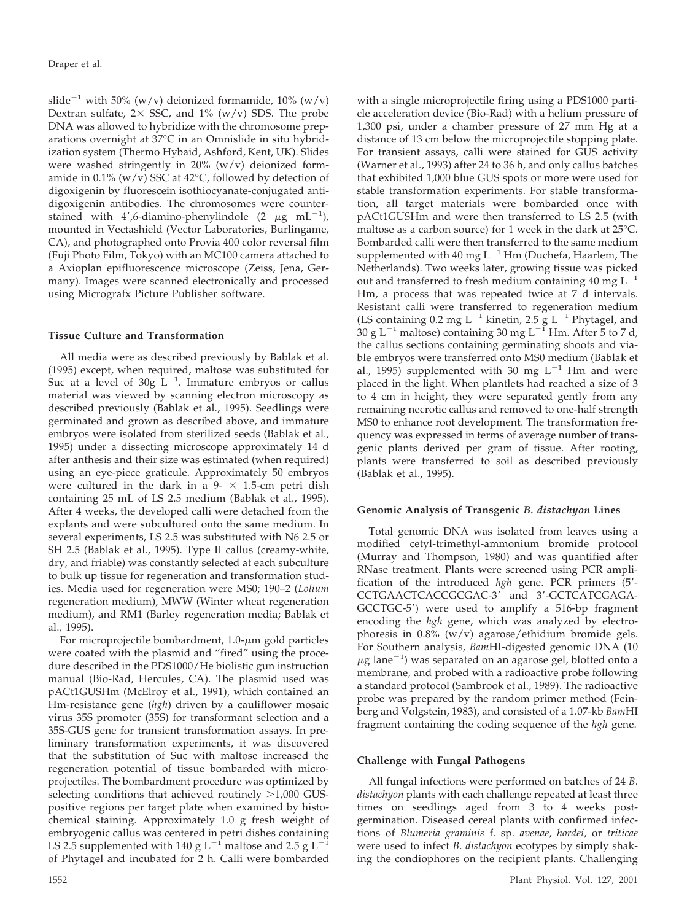slide$^{-1}$ with 50% (w/v) deionized formamide, 10% (w/v) Dextran sulfate, 2× SSC, and 1% (w/v) SDS. The probe DNA was allowed to hybridize with the chromosome preparations overnight at 37°C in an Omnislide in situ hybridization system (Thermo Hybaid, Ashford, Kent, UK). Slides were washed stringently in 20% (w/v) deionized formamide in 0.1% (w/v) SSC at 42°C, followed by detection of digoxigenin by fluorescein isothiocyanate-conjugated anti-digoxigenin antibodies. The chromosomes were counterstained with 4′,6-diamino-phenylindole (2 μg mL$^{-1}$), mounted in Vectashield (Vector Laboratories, Burlingame, CA), and photographed onto Provia 400 color reversal film (Fuji Photo Film, Tokyo) with an MC100 camera attached to a Axioplan epifluorescence microscope (Zeiss, Jena, Germany). Images were scanned electronically and processed using Micrografx Picture Publisher software.

### Tissue Culture and Transformation

All media were as described previously by Bablak et al. (1995) except, when required, maltose was substituted for Suc at a level of 30g L$^{-1}$. Immature embryos or callus material was viewed by scanning electron microscopy as described previously (Bablak et al., 1995). Seedlings were germinated and grown as described above, and immature embryos were isolated from sterilized seeds (Bablak et al., 1995) under a dissecting microscope approximately 14 d after anthesis and their size was estimated (when required) using an eye-piece graticule. Approximately 50 embryos were cultured in the dark in a 9- × 1.5-cm petri dish containing 25 mL of LS 2.5 medium (Bablak et al., 1995). After 4 weeks, the developed calli were detached from the explants and were subcultured onto the same medium. In several experiments, LS 2.5 was substituted with N6 2.5 or SH 2.5 (Bablak et al., 1995). Type II callus (creamy-white, dry, and friable) was constantly selected at each subculture to bulk up tissue for regeneration and transformation studies. Media used for regeneration were MS0; 190–2 (*Lolium* regeneration medium), MWW (Winter wheat regeneration medium), and RM1 (Barley regeneration media; Bablak et al., 1995).

For microprojectile bombardment, 1.0-μm gold particles were coated with the plasmid and "fired" using the procedure described in the PDS1000/He biolistic gun instruction manual (Bio-Rad, Hercules, CA). The plasmid used was pACt1GUSHm (McElroy et al., 1991), which contained an Hm-resistance gene (*hgh*) driven by a cauliflower mosaic virus 35S promoter (35S) for transformant selection and a 35S-GUS gene for transient transformation assays. In preliminary transformation experiments, it was discovered that the substitution of Suc with maltose increased the regeneration potential of tissue bombarded with microprojectiles. The bombardment procedure was optimized by selecting conditions that achieved routinely >1,000 GUS-positive regions per target plate when examined by histochemical staining. Approximately 1.0 g fresh weight of embryogenic callus was centered in petri dishes containing LS 2.5 supplemented with 140 g L$^{-1}$ maltose and 2.5 g L$^{-1}$ of Phytagel and incubated for 2 h. Calli were bombarded with a single microprojectile firing using a PDS1000 particle acceleration device (Bio-Rad) with a helium pressure of 1,300 psi, under a chamber pressure of 27 mm Hg at a distance of 13 cm below the microprojectile stopping plate. For transient assays, calli were stained for GUS activity (Warner et al., 1993) after 24 to 36 h, and only callus batches that exhibited 1,000 blue GUS spots or more were used for stable transformation experiments. For stable transformation, all target materials were bombarded once with pACt1GUSHm and were then transferred to LS 2.5 (with maltose as a carbon source) for 1 week in the dark at 25°C. Bombarded calli were then transferred to the same medium supplemented with 40 mg L$^{-1}$ Hm (Duchefa, Haarlem, The Netherlands). Two weeks later, growing tissue was picked out and transferred to fresh medium containing 40 mg L$^{-1}$ Hm, a process that was repeated twice at 7 d intervals. Resistant calli were transferred to regeneration medium (LS containing 0.2 mg L$^{-1}$ kinetin, 2.5 g L$^{-1}$ Phytagel, and 30 g L$^{-1}$ maltose) containing 30 mg L$^{-1}$ Hm. After 5 to 7 d, the callus sections containing germinating shoots and viable embryos were transferred onto MS0 medium (Bablak et al., 1995) supplemented with 30 mg L$^{-1}$ Hm and were placed in the light. When plantlets had reached a size of 3 to 4 cm in height, they were separated gently from any remaining necrotic callus and removed to one-half strength MS0 to enhance root development. The transformation frequency was expressed in terms of average number of transgenic plants derived per gram of tissue. After rooting, plants were transferred to soil as described previously (Bablak et al., 1995).

### Genomic Analysis of Transgenic *B. distachyon* Lines

Total genomic DNA was isolated from leaves using a modified cetyl-trimethyl-ammonium bromide protocol (Murray and Thompson, 1980) and was quantified after RNase treatment. Plants were screened using PCR amplification of the introduced *hgh* gene. PCR primers (5′-CCTGAACTCACCGCGAC-3′ and 3′-GCTCATCGAGA-GCCTGC-5′) were used to amplify a 516-bp fragment encoding the *hgh* gene, which was analyzed by electrophoresis in 0.8% (w/v) agarose/ethidium bromide gels. For Southern analysis, *Bam*HI-digested genomic DNA (10 μg lane$^{-1}$) was separated on an agarose gel, blotted onto a membrane, and probed with a radioactive probe following a standard protocol (Sambrook et al., 1989). The radioactive probe was prepared by the random primer method (Feinberg and Volgstein, 1983), and consisted of a 1.07-kb *Bam*HI fragment containing the coding sequence of the *hgh* gene.

### Challenge with Fungal Pathogens

All fungal infections were performed on batches of 24 *B. distachyon* plants with each challenge repeated at least three times on seedlings aged from 3 to 4 weeks post-germination. Diseased cereal plants with confirmed infections of *Blumeria graminis* f. sp. *avenae*, *hordei*, or *triticae* were used to infect *B. distachyon* ecotypes by simply shaking the condiophores on the recipient plants. Challenging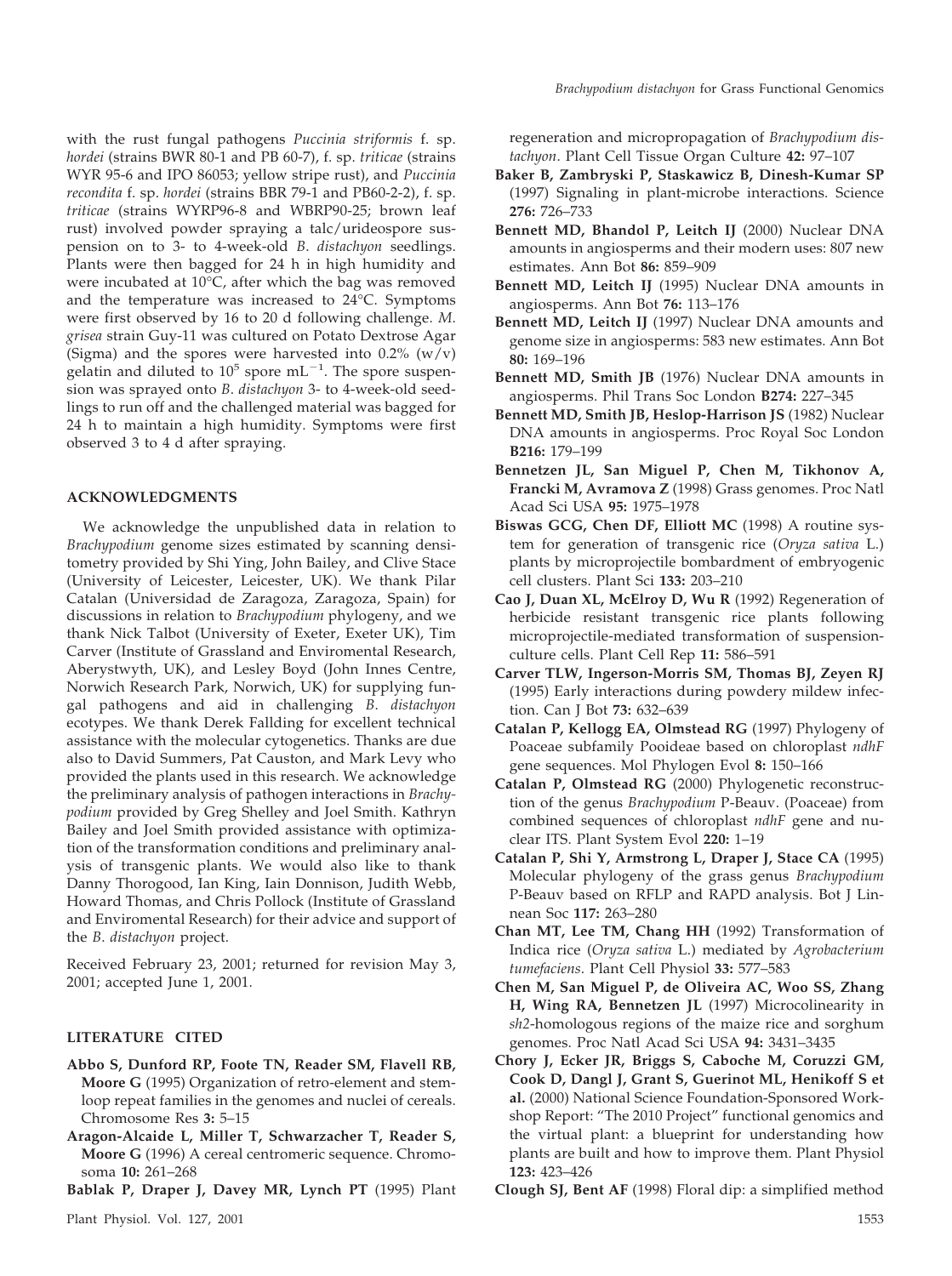with the rust fungal pathogens *Puccinia striformis* f. sp. *hordei* (strains BWR 80-1 and PB 60-7), f. sp. *triticae* (strains WYR 95-6 and IPO 86053; yellow stripe rust), and *Puccinia recondita* f. sp. *hordei* (strains BBR 79-1 and PB60-2-2), f. sp. *triticae* (strains WYRP96-8 and WBRP90-25; brown leaf rust) involved powder spraying a talc/urideospore suspension on to 3- to 4-week-old *B. distachyon* seedlings. Plants were then bagged for 24 h in high humidity and were incubated at 10°C, after which the bag was removed and the temperature was increased to 24°C. Symptoms were first observed by 16 to 20 d following challenge. *M. grisea* strain Guy-11 was cultured on Potato Dextrose Agar (Sigma) and the spores were harvested into 0.2% (w/v) gelatin and diluted to $10^5$ spore $mL^{-1}$. The spore suspension was sprayed onto *B. distachyon* 3- to 4-week-old seedlings to run off and the challenged material was bagged for 24 h to maintain a high humidity. Symptoms were first observed 3 to 4 d after spraying.

## ACKNOWLEDGMENTS

We acknowledge the unpublished data in relation to *Brachypodium* genome sizes estimated by scanning densitometry provided by Shi Ying, John Bailey, and Clive Stace (University of Leicester, Leicester, UK). We thank Pilar Catalan (Universidad de Zaragoza, Zaragoza, Spain) for discussions in relation to *Brachypodium* phylogeny, and we thank Nick Talbot (University of Exeter, Exeter UK), Tim Carver (Institute of Grassland and Enviromental Research, Aberystwyth, UK), and Lesley Boyd (John Innes Centre, Norwich Research Park, Norwich, UK) for supplying fungal pathogens and aid in challenging *B. distachyon* ecotypes. We thank Derek Fallding for excellent technical assistance with the molecular cytogenetics. Thanks are due also to David Summers, Pat Causton, and Mark Levy who provided the plants used in this research. We acknowledge the preliminary analysis of pathogen interactions in *Brachypodium* provided by Greg Shelley and Joel Smith. Kathryn Bailey and Joel Smith provided assistance with optimization of the transformation conditions and preliminary analysis of transgenic plants. We would also like to thank Danny Thorogood, Ian King, Iain Donnison, Judith Webb, Howard Thomas, and Chris Pollock (Institute of Grassland and Enviromental Research) for their advice and support of the *B. distachyon* project.

Received February 23, 2001; returned for revision May 3, 2001; accepted June 1, 2001.

## LITERATURE CITED

**Abbo S, Dunford RP, Foote TN, Reader SM, Flavell RB, Moore G** (1995) Organization of retro-element and stem-loop repeat families in the genomes and nuclei of cereals. Chromosome Res **3:** 5–15

**Aragon-Alcaide L, Miller T, Schwarzacher T, Reader S, Moore G** (1996) A cereal centromeric sequence. Chromosoma **10:** 261–268

**Bablak P, Draper J, Davey MR, Lynch PT** (1995) Plant regeneration and micropropagation of *Brachypodium distachyon*. Plant Cell Tissue Organ Culture **42:** 97–107

**Baker B, Zambryski P, Staskawicz B, Dinesh-Kumar SP** (1997) Signaling in plant-microbe interactions. Science **276:** 726–733

**Bennett MD, Bhandol P, Leitch IJ** (2000) Nuclear DNA amounts in angiosperms and their modern uses: 807 new estimates. Ann Bot **86:** 859–909

**Bennett MD, Leitch IJ** (1995) Nuclear DNA amounts in angiosperms. Ann Bot **76:** 113–176

**Bennett MD, Leitch IJ** (1997) Nuclear DNA amounts and genome size in angiosperms: 583 new estimates. Ann Bot **80:** 169–196

**Bennett MD, Smith JB** (1976) Nuclear DNA amounts in angiosperms. Phil Trans Soc London **B274:** 227–345

**Bennett MD, Smith JB, Heslop-Harrison JS** (1982) Nuclear DNA amounts in angiosperms. Proc Royal Soc London **B216:** 179–199

**Bennetzen JL, San Miguel P, Chen M, Tikhonov A, Francki M, Avramova Z** (1998) Grass genomes. Proc Natl Acad Sci USA **95:** 1975–1978

**Biswas GCG, Chen DF, Elliott MC** (1998) A routine system for generation of transgenic rice (*Oryza sativa* L.) plants by microprojectile bombardment of embryogenic cell clusters. Plant Sci **133:** 203–210

**Cao J, Duan XL, McElroy D, Wu R** (1992) Regeneration of herbicide resistant transgenic rice plants following microprojectile-mediated transformation of suspension-culture cells. Plant Cell Rep **11:** 586–591

**Carver TLW, Ingerson-Morris SM, Thomas BJ, Zeyen RJ** (1995) Early interactions during powdery mildew infection. Can J Bot **73:** 632–639

**Catalan P, Kellogg EA, Olmstead RG** (1997) Phylogeny of Poaceae subfamily Pooideae based on chloroplast *ndhF* gene sequences. Mol Phylogen Evol **8:** 150–166

**Catalan P, Olmstead RG** (2000) Phylogenetic reconstruction of the genus *Brachypodium* P-Beauv. (Poaceae) from combined sequences of chloroplast *ndhF* gene and nuclear ITS. Plant System Evol **220:** 1–19

**Catalan P, Shi Y, Armstrong L, Draper J, Stace CA** (1995) Molecular phylogeny of the grass genus *Brachypodium* P-Beauv based on RFLP and RAPD analysis. Bot J Linnean Soc **117:** 263–280

**Chan MT, Lee TM, Chang HH** (1992) Transformation of Indica rice (*Oryza sativa* L.) mediated by *Agrobacterium tumefaciens*. Plant Cell Physiol **33:** 577–583

**Chen M, San Miguel P, de Oliveira AC, Woo SS, Zhang H, Wing RA, Bennetzen JL** (1997) Microcolinearity in *sh2*-homologous regions of the maize rice and sorghum genomes. Proc Natl Acad Sci USA **94:** 3431–3435

**Chory J, Ecker JR, Briggs S, Caboche M, Coruzzi GM, Cook D, Dangl J, Grant S, Guerinot ML, Henikoff S et al.** (2000) National Science Foundation-Sponsored Workshop Report: "The 2010 Project" functional genomics and the virtual plant: a blueprint for understanding how plants are built and how to improve them. Plant Physiol **123:** 423–426

**Clough SJ, Bent AF** (1998) Floral dip: a simplified method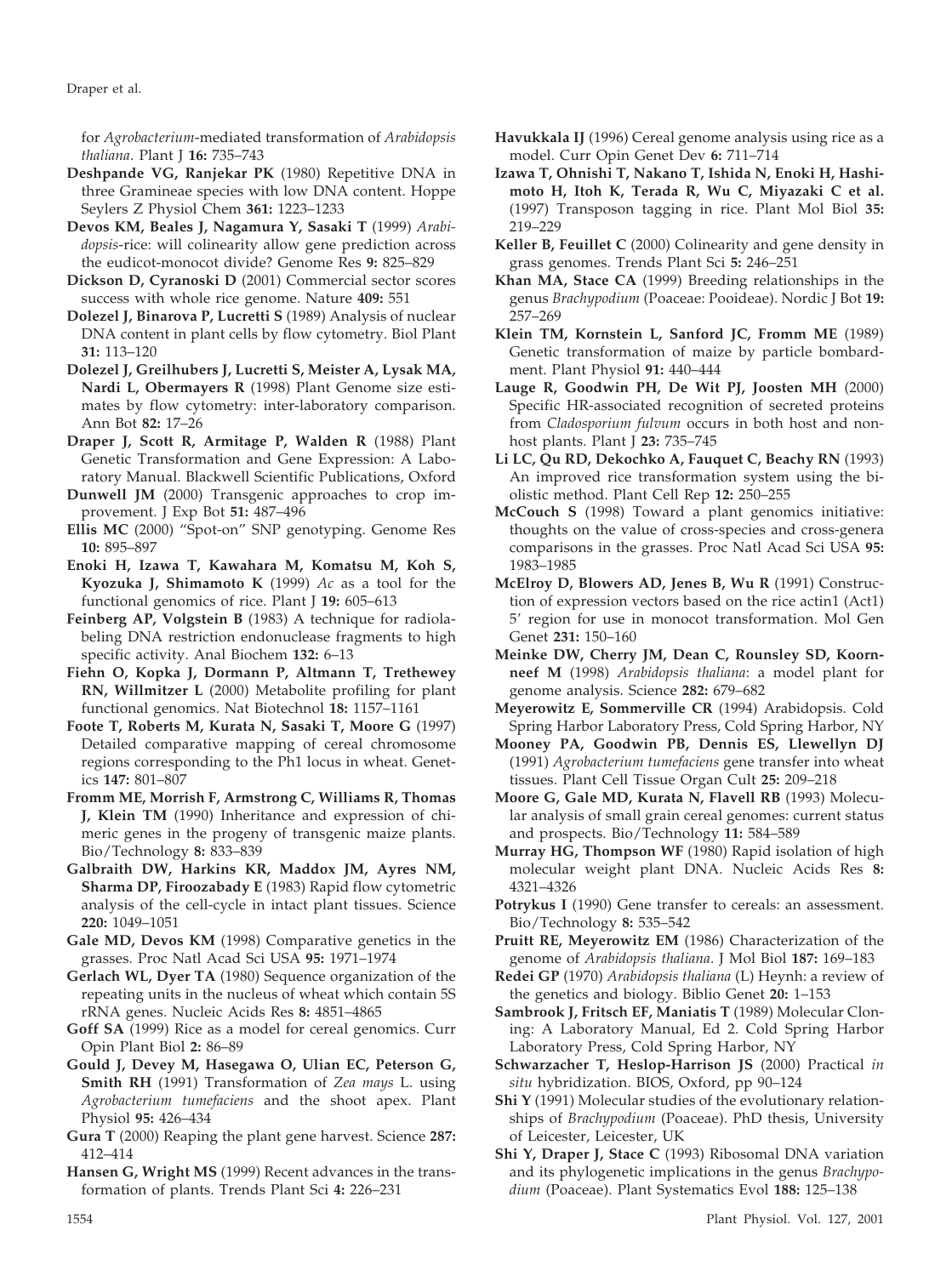for *Agrobacterium*-mediated transformation of *Arabidopsis thaliana*. Plant J **16:** 735–743

**Deshpande VG, Ranjekar PK** (1980) Repetitive DNA in three Gramineae species with low DNA content. Hoppe Seylers Z Physiol Chem **361:** 1223–1233

**Devos KM, Beales J, Nagamura Y, Sasaki T** (1999) *Arabidopsis*-rice: will colinearity allow gene prediction across the eudicot-monocot divide? Genome Res **9:** 825–829

**Dickson D, Cyranoski D** (2001) Commercial sector scores success with whole rice genome. Nature **409:** 551

**Dolezel J, Binarova P, Lucretti S** (1989) Analysis of nuclear DNA content in plant cells by flow cytometry. Biol Plant **31:** 113–120

**Dolezel J, Greilhubers J, Lucretti S, Meister A, Lysak MA, Nardi L, Obermayers R** (1998) Plant Genome size estimates by flow cytometry: inter-laboratory comparison. Ann Bot **82:** 17–26

**Draper J, Scott R, Armitage P, Walden R** (1988) Plant Genetic Transformation and Gene Expression: A Laboratory Manual. Blackwell Scientific Publications, Oxford

**Dunwell JM** (2000) Transgenic approaches to crop improvement. J Exp Bot **51:** 487–496

**Ellis MC** (2000) "Spot-on" SNP genotyping. Genome Res **10:** 895–897

**Enoki H, Izawa T, Kawahara M, Komatsu M, Koh S, Kyozuka J, Shimamoto K** (1999) *Ac* as a tool for the functional genomics of rice. Plant J **19:** 605–613

**Feinberg AP, Volgstein B** (1983) A technique for radiolabeling DNA restriction endonuclease fragments to high specific activity. Anal Biochem **132:** 6–13

**Fiehn O, Kopka J, Dormann P, Altmann T, Trethewey RN, Willmitzer L** (2000) Metabolite profiling for plant functional genomics. Nat Biotechnol **18:** 1157–1161

**Foote T, Roberts M, Kurata N, Sasaki T, Moore G** (1997) Detailed comparative mapping of cereal chromosome regions corresponding to the Ph1 locus in wheat. Genetics **147:** 801–807

**Fromm ME, Morrish F, Armstrong C, Williams R, Thomas J, Klein TM** (1990) Inheritance and expression of chimeric genes in the progeny of transgenic maize plants. Bio/Technology **8:** 833–839

**Galbraith DW, Harkins KR, Maddox JM, Ayres NM, Sharma DP, Firoozabady E** (1983) Rapid flow cytometric analysis of the cell-cycle in intact plant tissues. Science **220:** 1049–1051

**Gale MD, Devos KM** (1998) Comparative genetics in the grasses. Proc Natl Acad Sci USA **95:** 1971–1974

**Gerlach WL, Dyer TA** (1980) Sequence organization of the repeating units in the nucleus of wheat which contain 5S rRNA genes. Nucleic Acids Res **8:** 4851–4865

**Goff SA** (1999) Rice as a model for cereal genomics. Curr Opin Plant Biol **2:** 86–89

**Gould J, Devey M, Hasegawa O, Ulian EC, Peterson G, Smith RH** (1991) Transformation of *Zea mays* L. using *Agrobacterium tumefaciens* and the shoot apex. Plant Physiol **95:** 426–434

**Gura T** (2000) Reaping the plant gene harvest. Science **287:** 412–414

**Hansen G, Wright MS** (1999) Recent advances in the transformation of plants. Trends Plant Sci **4:** 226–231

**Havukkala IJ** (1996) Cereal genome analysis using rice as a model. Curr Opin Genet Dev **6:** 711–714

**Izawa T, Ohnishi T, Nakano T, Ishida N, Enoki H, Hashimoto H, Itoh K, Terada R, Wu C, Miyazaki C et al.** (1997) Transposon tagging in rice. Plant Mol Biol **35:** 219–229

**Keller B, Feuillet C** (2000) Colinearity and gene density in grass genomes. Trends Plant Sci **5:** 246–251

**Khan MA, Stace CA** (1999) Breeding relationships in the genus *Brachypodium* (Poaceae: Pooideae). Nordic J Bot **19:** 257–269

**Klein TM, Kornstein L, Sanford JC, Fromm ME** (1989) Genetic transformation of maize by particle bombardment. Plant Physiol **91:** 440–444

**Lauge R, Goodwin PH, De Wit PJ, Joosten MH** (2000) Specific HR-associated recognition of secreted proteins from *Cladosporium fulvum* occurs in both host and non-host plants. Plant J **23:** 735–745

**Li LC, Qu RD, Dekochko A, Fauquet C, Beachy RN** (1993) An improved rice transformation system using the biolistic method. Plant Cell Rep **12:** 250–255

**McCouch S** (1998) Toward a plant genomics initiative: thoughts on the value of cross-species and cross-genera comparisons in the grasses. Proc Natl Acad Sci USA **95:** 1983–1985

**McElroy D, Blowers AD, Jenes B, Wu R** (1991) Construction of expression vectors based on the rice actin1 (Act1) 5′ region for use in monocot transformation. Mol Gen Genet **231:** 150–160

**Meinke DW, Cherry JM, Dean C, Rounsley SD, Koornneef M** (1998) *Arabidopsis thaliana*: a model plant for genome analysis. Science **282:** 679–682

**Meyerowitz E, Sommerville CR** (1994) Arabidopsis. Cold Spring Harbor Laboratory Press, Cold Spring Harbor, NY

**Mooney PA, Goodwin PB, Dennis ES, Llewellyn DJ** (1991) *Agrobacterium tumefaciens* gene transfer into wheat tissues. Plant Cell Tissue Organ Cult **25:** 209–218

**Moore G, Gale MD, Kurata N, Flavell RB** (1993) Molecular analysis of small grain cereal genomes: current status and prospects. Bio/Technology **11:** 584–589

**Murray HG, Thompson WF** (1980) Rapid isolation of high molecular weight plant DNA. Nucleic Acids Res **8:** 4321–4326

**Potrykus I** (1990) Gene transfer to cereals: an assessment. Bio/Technology **8:** 535–542

**Pruitt RE, Meyerowitz EM** (1986) Characterization of the genome of *Arabidopsis thaliana*. J Mol Biol **187:** 169–183

**Redei GP** (1970) *Arabidopsis thaliana* (L) Heynh: a review of the genetics and biology. Biblio Genet **20:** 1–153

**Sambrook J, Fritsch EF, Maniatis T** (1989) Molecular Cloning: A Laboratory Manual, Ed 2. Cold Spring Harbor Laboratory Press, Cold Spring Harbor, NY

**Schwarzacher T, Heslop-Harrison JS** (2000) Practical *in situ* hybridization. BIOS, Oxford, pp 90–124

**Shi Y** (1991) Molecular studies of the evolutionary relationships of *Brachypodium* (Poaceae). PhD thesis, University of Leicester, Leicester, UK

**Shi Y, Draper J, Stace C** (1993) Ribosomal DNA variation and its phylogenetic implications in the genus *Brachypodium* (Poaceae). Plant Systematics Evol **188:** 125–138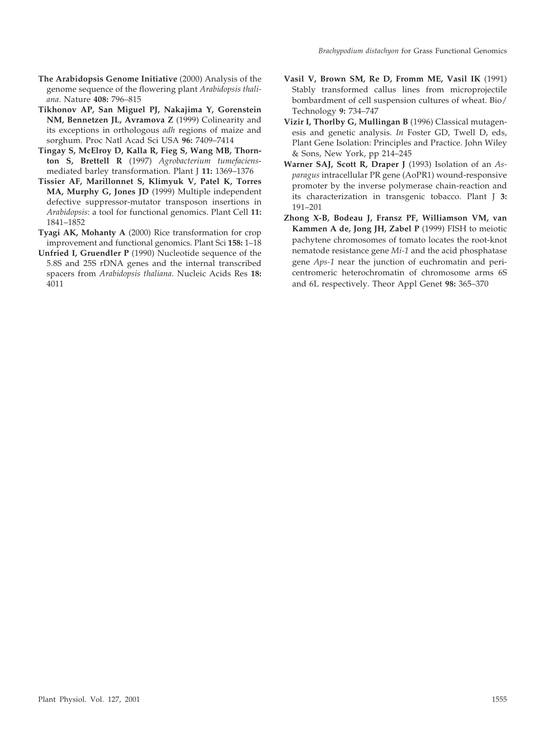**The Arabidopsis Genome Initiative** (2000) Analysis of the genome sequence of the flowering plant *Arabidopsis thaliana*. Nature **408:** 796–815

**Tikhonov AP, San Miguel PJ, Nakajima Y, Gorenstein NM, Bennetzen JL, Avramova Z** (1999) Colinearity and its exceptions in orthologous *adh* regions of maize and sorghum. Proc Natl Acad Sci USA **96:** 7409–7414

**Tingay S, McElroy D, Kalla R, Fieg S, Wang MB, Thornton S, Brettell R** (1997) *Agrobacterium tumefaciens*-mediated barley transformation. Plant J **11:** 1369–1376

**Tissier AF, Marillonnet S, Klimyuk V, Patel K, Torres MA, Murphy G, Jones JD** (1999) Multiple independent defective suppressor-mutator transposon insertions in *Arabidopsis*: a tool for functional genomics. Plant Cell **11:** 1841–1852

**Tyagi AK, Mohanty A** (2000) Rice transformation for crop improvement and functional genomics. Plant Sci **158:** 1–18

**Unfried I, Gruendler P** (1990) Nucleotide sequence of the 5.8S and 25S rDNA genes and the internal transcribed spacers from *Arabidopsis thaliana*. Nucleic Acids Res **18:** 4011

**Vasil V, Brown SM, Re D, Fromm ME, Vasil IK** (1991) Stably transformed callus lines from microprojectile bombardment of cell suspension cultures of wheat. Bio/Technology **9:** 734–747

**Vizir I, Thorlby G, Mullingan B** (1996) Classical mutagenesis and genetic analysis. *In* Foster GD, Twell D, eds, Plant Gene Isolation: Principles and Practice. John Wiley & Sons, New York, pp 214–245

**Warner SAJ, Scott R, Draper J** (1993) Isolation of an *Asparagus* intracellular PR gene (AoPR1) wound-responsive promoter by the inverse polymerase chain-reaction and its characterization in transgenic tobacco. Plant J **3:** 191–201

**Zhong X-B, Bodeau J, Fransz PF, Williamson VM, van Kammen A de, Jong JH, Zabel P** (1999) FISH to meiotic pachytene chromosomes of tomato locates the root-knot nematode resistance gene *Mi-1* and the acid phosphatase gene *Aps-1* near the junction of euchromatin and pericentromeric heterochromatin of chromosome arms 6S and 6L respectively. Theor Appl Genet **98:** 365–370